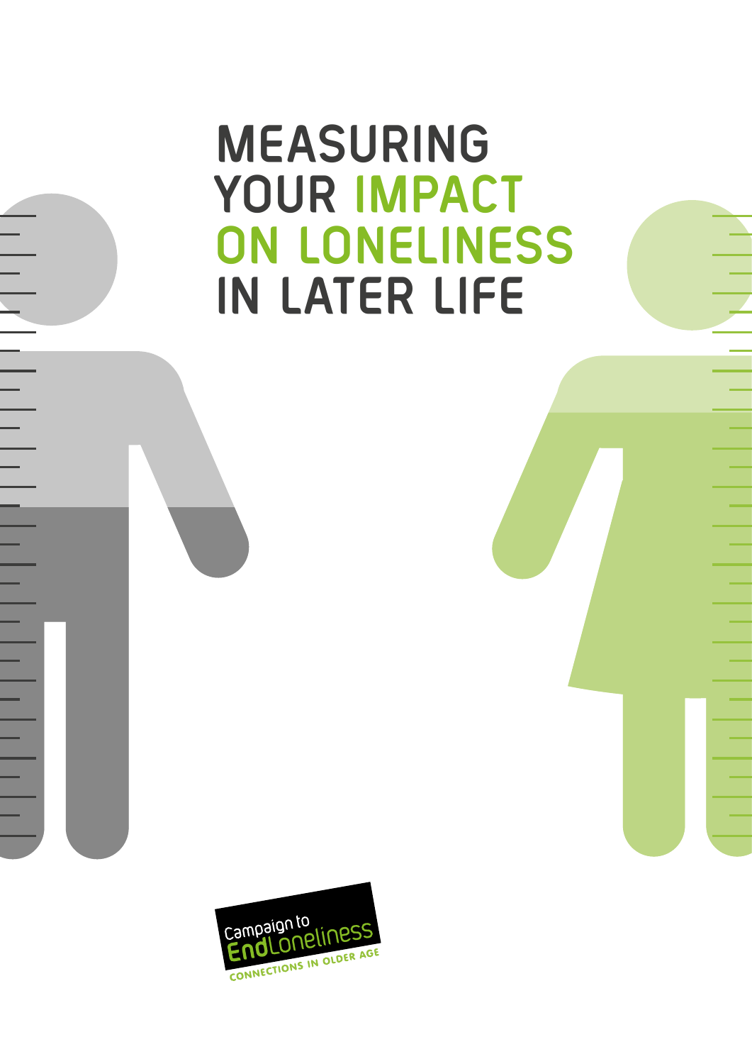# MEASURING YOUR IMPACT ON LONELINESS IN LATER LIFE

Campaign to End Loneliness

CONNECTIONS IN OLDER AGE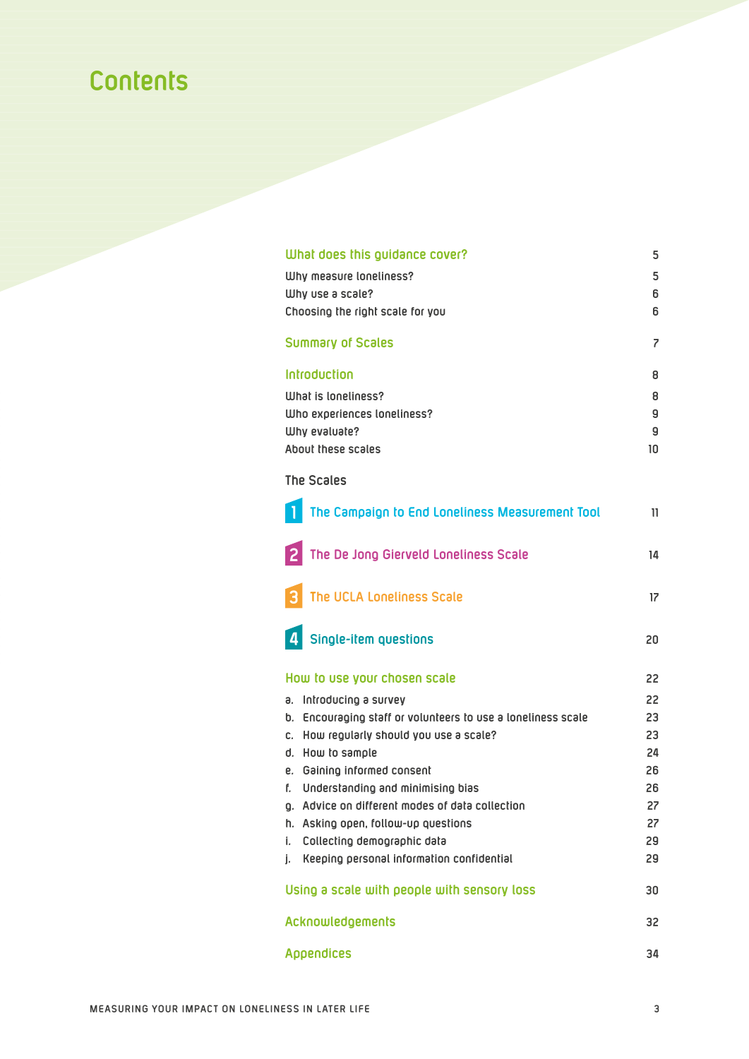# Contents

| | |
|---|---|
| **What does this guidance cover?** | 5 |
| Why measure loneliness? | 5 |
| Why use a scale? | 6 |
| Choosing the right scale for you | 6 |
| **Summary of Scales** | 7 |
| **Introduction** | 8 |
| What is loneliness? | 8 |
| Who experiences loneliness? | 9 |
| Why evaluate? | 9 |
| About these scales | 10 |
| The Scales | |
| **1 The Campaign to End Loneliness Measurement Tool** | 11 |
| **2 The De Jong Gierveld Loneliness Scale** | 14 |
| **3 The UCLA Loneliness Scale** | 17 |
| **4 Single-item questions** | 20 |
| **How to use your chosen scale** | 22 |
| a. Introducing a survey | 22 |
| b. Encouraging staff or volunteers to use a loneliness scale | 23 |
| c. How regularly should you use a scale? | 23 |
| d. How to sample | 24 |
| e. Gaining informed consent | 26 |
| f. Understanding and minimising bias | 26 |
| g. Advice on different modes of data collection | 27 |
| h. Asking open, follow-up questions | 27 |
| i. Collecting demographic data | 29 |
| j. Keeping personal information confidential | 29 |
| **Using a scale with people with sensory loss** | 30 |
| **Acknowledgements** | 32 |
| **Appendices** | 34 |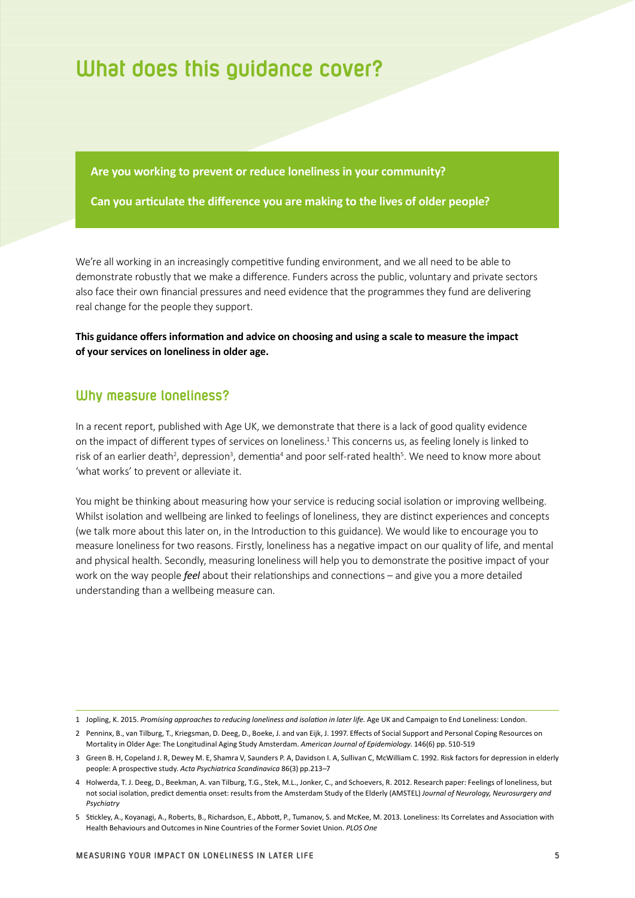# What does this guidance cover?

**Are you working to prevent or reduce loneliness in your community?**

**Can you articulate the difference you are making to the lives of older people?**

We're all working in an increasingly competitive funding environment, and we all need to be able to demonstrate robustly that we make a difference. Funders across the public, voluntary and private sectors also face their own financial pressures and need evidence that the programmes they fund are delivering real change for the people they support.

**This guidance offers information and advice on choosing and using a scale to measure the impact of your services on loneliness in older age.**

## Why measure loneliness?

In a recent report, published with Age UK, we demonstrate that there is a lack of good quality evidence on the impact of different types of services on loneliness.[1] This concerns us, as feeling lonely is linked to risk of an earlier death[2], depression[3], dementia[4] and poor self-rated health[5]. We need to know more about 'what works' to prevent or alleviate it.

You might be thinking about measuring how your service is reducing social isolation or improving wellbeing. Whilst isolation and wellbeing are linked to feelings of loneliness, they are distinct experiences and concepts (we talk more about this later on, in the Introduction to this guidance). We would like to encourage you to measure loneliness for two reasons. Firstly, loneliness has a negative impact on our quality of life, and mental and physical health. Secondly, measuring loneliness will help you to demonstrate the positive impact of your work on the way people ***feel*** about their relationships and connections – and give you a more detailed understanding than a wellbeing measure can.

---

1 Jopling, K. 2015. *Promising approaches to reducing loneliness and isolation in later life.* Age UK and Campaign to End Loneliness: London.

2 Penninx, B., van Tilburg, T., Kriegsman, D. Deeg, D., Boeke, J. and van Eijk, J. 1997. Effects of Social Support and Personal Coping Resources on Mortality in Older Age: The Longitudinal Aging Study Amsterdam. *American Journal of Epidemiology.* 146(6) pp. 510-519

3 Green B. H, Copeland J. R, Dewey M. E, Shamra V, Saunders P. A, Davidson I. A, Sullivan C, McWilliam C. 1992. Risk factors for depression in elderly people: A prospective study. *Acta Psychiatrica Scandinavica* 86(3) pp.213–7

4 Holwerda, T. J. Deeg, D., Beekman, A. van Tilburg, T.G., Stek, M.L., Jonker, C., and Schoevers, R. 2012. Research paper: Feelings of loneliness, but not social isolation, predict dementia onset: results from the Amsterdam Study of the Elderly (AMSTEL) *Journal of Neurology, Neurosurgery and Psychiatry*

5 Stickley, A., Koyanagi, A., Roberts, B., Richardson, E., Abbott, P., Tumanov, S. and McKee, M. 2013. Loneliness: Its Correlates and Association with Health Behaviours and Outcomes in Nine Countries of the Former Soviet Union. *PLOS One*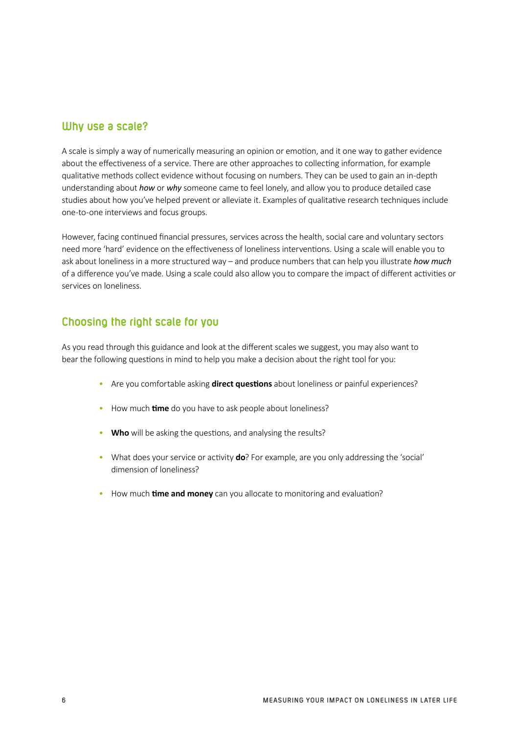## Why use a scale?

A scale is simply a way of numerically measuring an opinion or emotion, and it one way to gather evidence about the effectiveness of a service. There are other approaches to collecting information, for example qualitative methods collect evidence without focusing on numbers. They can be used to gain an in-depth understanding about ***how*** or ***why*** someone came to feel lonely, and allow you to produce detailed case studies about how you've helped prevent or alleviate it. Examples of qualitative research techniques include one-to-one interviews and focus groups.

However, facing continued financial pressures, services across the health, social care and voluntary sectors need more 'hard' evidence on the effectiveness of loneliness interventions. Using a scale will enable you to ask about loneliness in a more structured way – and produce numbers that can help you illustrate ***how much*** of a difference you've made. Using a scale could also allow you to compare the impact of different activities or services on loneliness.

## Choosing the right scale for you

As you read through this guidance and look at the different scales we suggest, you may also want to bear the following questions in mind to help you make a decision about the right tool for you:

- Are you comfortable asking **direct questions** about loneliness or painful experiences?
- How much **time** do you have to ask people about loneliness?
- **Who** will be asking the questions, and analysing the results?
- What does your service or activity **do**? For example, are you only addressing the 'social' dimension of loneliness?
- How much **time and money** can you allocate to monitoring and evaluation?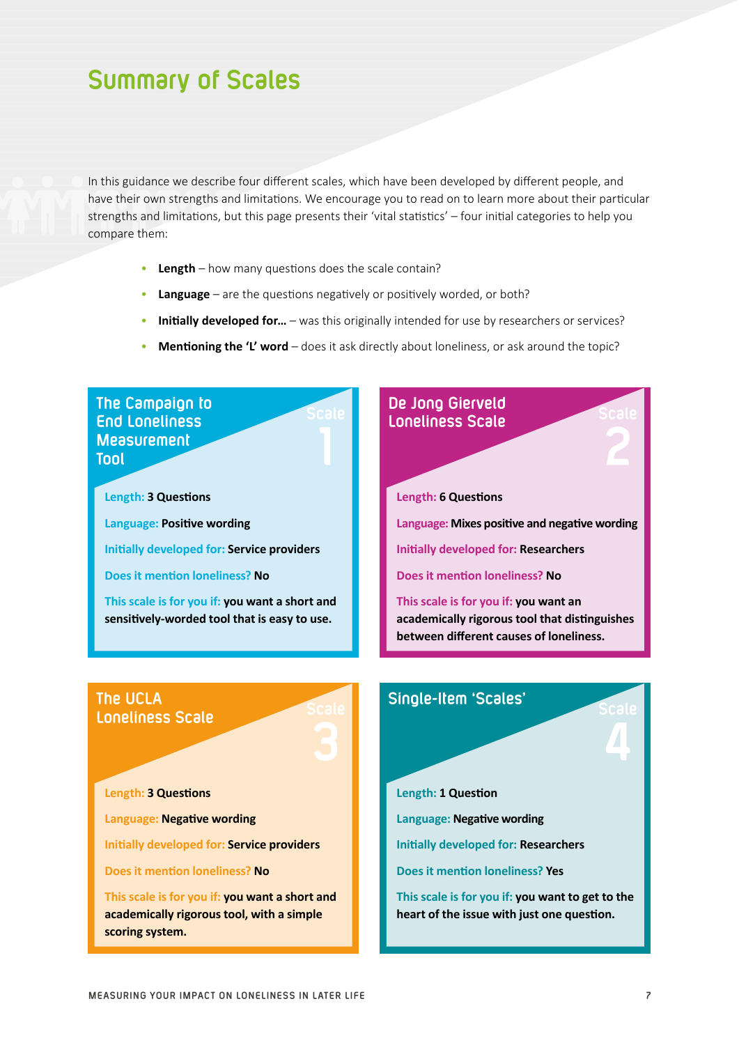# Summary of Scales

In this guidance we describe four different scales, which have been developed by different people, and have their own strengths and limitations. We encourage you to read on to learn more about their particular strengths and limitations, but this page presents their 'vital statistics' – four initial categories to help you compare them:

- **Length** – how many questions does the scale contain?
- **Language** – are the questions negatively or positively worded, or both?
- **Initially developed for...** – was this originally intended for use by researchers or services?
- **Mentioning the 'L' word** – does it ask directly about loneliness, or ask around the topic?

## The Campaign to End Loneliness Measurement Tool

Scale 1

Length: **3 Questions**

Language: **Positive wording**

Initially developed for: **Service providers**

Does it mention loneliness? **No**

This scale is for you if: **you want a short and sensitively-worded tool that is easy to use.**

## De Jong Gierveld Loneliness Scale

Scale 2

Length: **6 Questions**

Language: **Mixes positive and negative wording**

Initially developed for: **Researchers**

Does it mention loneliness? **No**

This scale is for you if: **you want an academically rigorous tool that distinguishes between different causes of loneliness.**

## The UCLA Loneliness Scale

Scale 3

Length: **3 Questions**

Language: **Negative wording**

Initially developed for: **Service providers**

Does it mention loneliness? **No**

This scale is for you if: **you want a short and academically rigorous tool, with a simple scoring system.**

## Single-Item 'Scales'

Scale 4

Length: **1 Question**

Language: **Negative wording**

Initially developed for: **Researchers**

Does it mention loneliness? **Yes**

This scale is for you if: **you want to get to the heart of the issue with just one question.**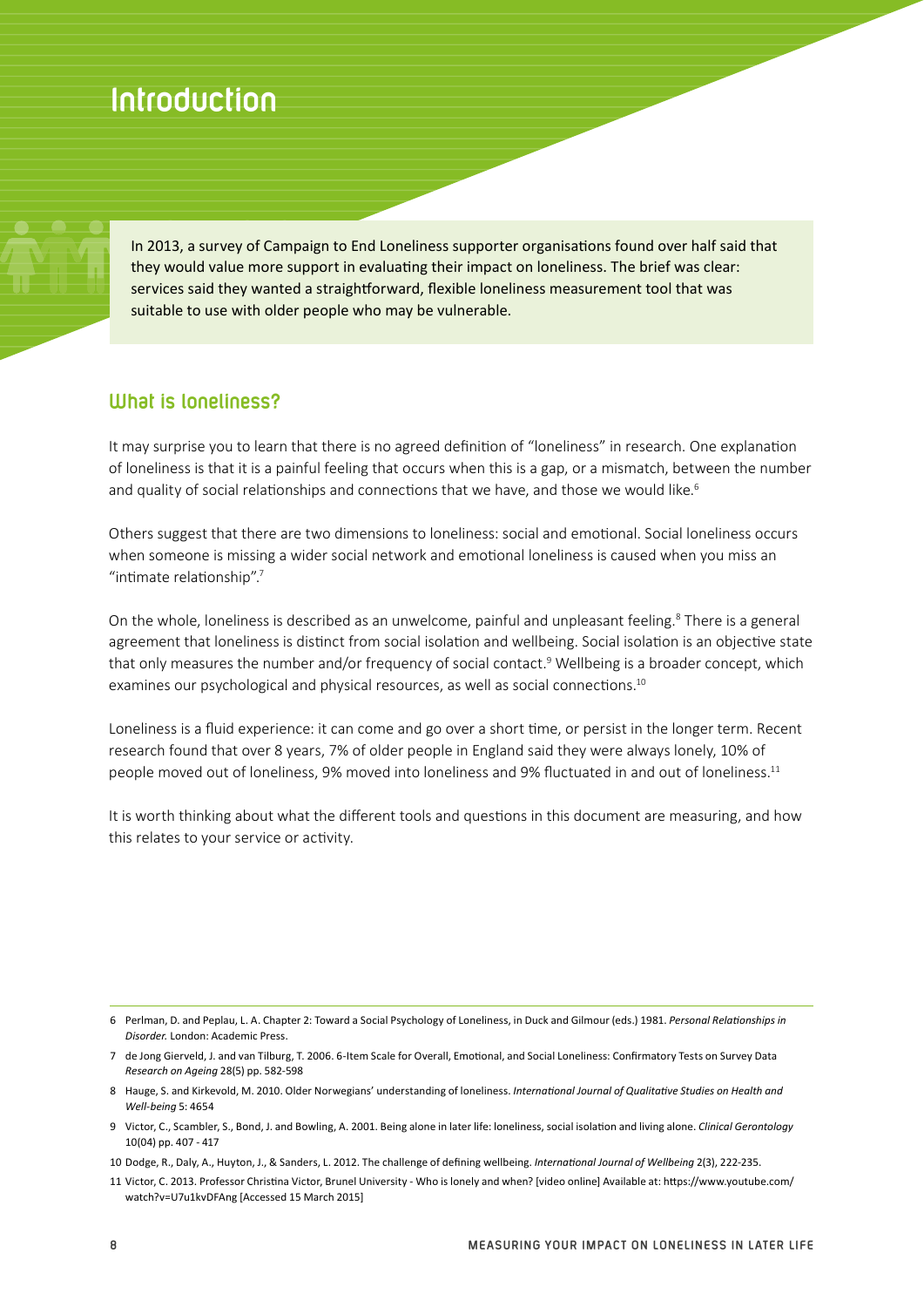# Introduction

In 2013, a survey of Campaign to End Loneliness supporter organisations found over half said that they would value more support in evaluating their impact on loneliness. The brief was clear: services said they wanted a straightforward, flexible loneliness measurement tool that was suitable to use with older people who may be vulnerable.

## What is loneliness?

It may surprise you to learn that there is no agreed definition of "loneliness" in research. One explanation of loneliness is that it is a painful feeling that occurs when this is a gap, or a mismatch, between the number and quality of social relationships and connections that we have, and those we would like.[6]

Others suggest that there are two dimensions to loneliness: social and emotional. Social loneliness occurs when someone is missing a wider social network and emotional loneliness is caused when you miss an "intimate relationship".[7]

On the whole, loneliness is described as an unwelcome, painful and unpleasant feeling.[8] There is a general agreement that loneliness is distinct from social isolation and wellbeing. Social isolation is an objective state that only measures the number and/or frequency of social contact.[9] Wellbeing is a broader concept, which examines our psychological and physical resources, as well as social connections.[10]

Loneliness is a fluid experience: it can come and go over a short time, or persist in the longer term. Recent research found that over 8 years, 7% of older people in England said they were always lonely, 10% of people moved out of loneliness, 9% moved into loneliness and 9% fluctuated in and out of loneliness.[11]

It is worth thinking about what the different tools and questions in this document are measuring, and how this relates to your service or activity.

---

6 Perlman, D. and Peplau, L. A. Chapter 2: Toward a Social Psychology of Loneliness, in Duck and Gilmour (eds.) 1981. *Personal Relationships in Disorder.* London: Academic Press.

7 de Jong Gierveld, J. and van Tilburg, T. 2006. 6-Item Scale for Overall, Emotional, and Social Loneliness: Confirmatory Tests on Survey Data *Research on Ageing* 28(5) pp. 582-598

8 Hauge, S. and Kirkevold, M. 2010. Older Norwegians' understanding of loneliness. *International Journal of Qualitative Studies on Health and Well-being* 5: 4654

9 Victor, C., Scambler, S., Bond, J. and Bowling, A. 2001. Being alone in later life: loneliness, social isolation and living alone. *Clinical Gerontology* 10(04) pp. 407 - 417

10 Dodge, R., Daly, A., Huyton, J., & Sanders, L. 2012. The challenge of defining wellbeing. *International Journal of Wellbeing* 2(3), 222-235.

11 Victor, C. 2013. Professor Christina Victor, Brunel University - Who is lonely and when? [video online] Available at: https://www.youtube.com/watch?v=U7u1kvDFAng [Accessed 15 March 2015]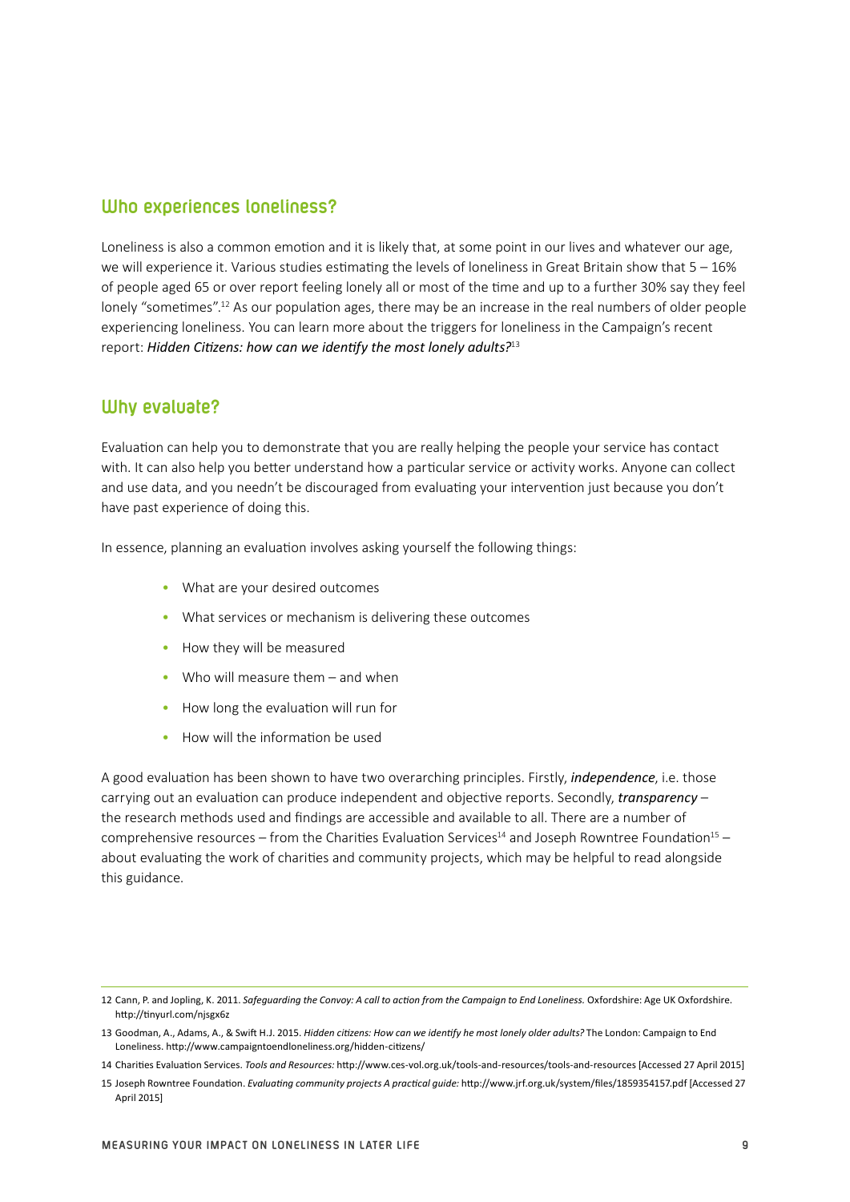## Who experiences loneliness?

Loneliness is also a common emotion and it is likely that, at some point in our lives and whatever our age, we will experience it. Various studies estimating the levels of loneliness in Great Britain show that 5 – 16% of people aged 65 or over report feeling lonely all or most of the time and up to a further 30% say they feel lonely "sometimes".[12] As our population ages, there may be an increase in the real numbers of older people experiencing loneliness. You can learn more about the triggers for loneliness in the Campaign's recent report: ***Hidden Citizens: how can we identify the most lonely adults?***[13]

## Why evaluate?

Evaluation can help you to demonstrate that you are really helping the people your service has contact with. It can also help you better understand how a particular service or activity works. Anyone can collect and use data, and you needn't be discouraged from evaluating your intervention just because you don't have past experience of doing this.

In essence, planning an evaluation involves asking yourself the following things:

- What are your desired outcomes
- What services or mechanism is delivering these outcomes
- How they will be measured
- Who will measure them – and when
- How long the evaluation will run for
- How will the information be used

A good evaluation has been shown to have two overarching principles. Firstly, ***independence***, i.e. those carrying out an evaluation can produce independent and objective reports. Secondly, ***transparency*** – the research methods used and findings are accessible and available to all. There are a number of comprehensive resources – from the Charities Evaluation Services[14] and Joseph Rowntree Foundation[15] – about evaluating the work of charities and community projects, which may be helpful to read alongside this guidance.

---

12 Cann, P. and Jopling, K. 2011. *Safeguarding the Convoy: A call to action from the Campaign to End Loneliness.* Oxfordshire: Age UK Oxfordshire. http://tinyurl.com/njsgx6z

13 Goodman, A., Adams, A., & Swift H.J. 2015. *Hidden citizens: How can we identify he most lonely older adults?* The London: Campaign to End Loneliness. http://www.campaigntoendloneliness.org/hidden-citizens/

14 Charities Evaluation Services. *Tools and Resources:* http://www.ces-vol.org.uk/tools-and-resources/tools-and-resources [Accessed 27 April 2015]

15 Joseph Rowntree Foundation. *Evaluating community projects A practical guide:* http://www.jrf.org.uk/system/files/1859354157.pdf [Accessed 27 April 2015]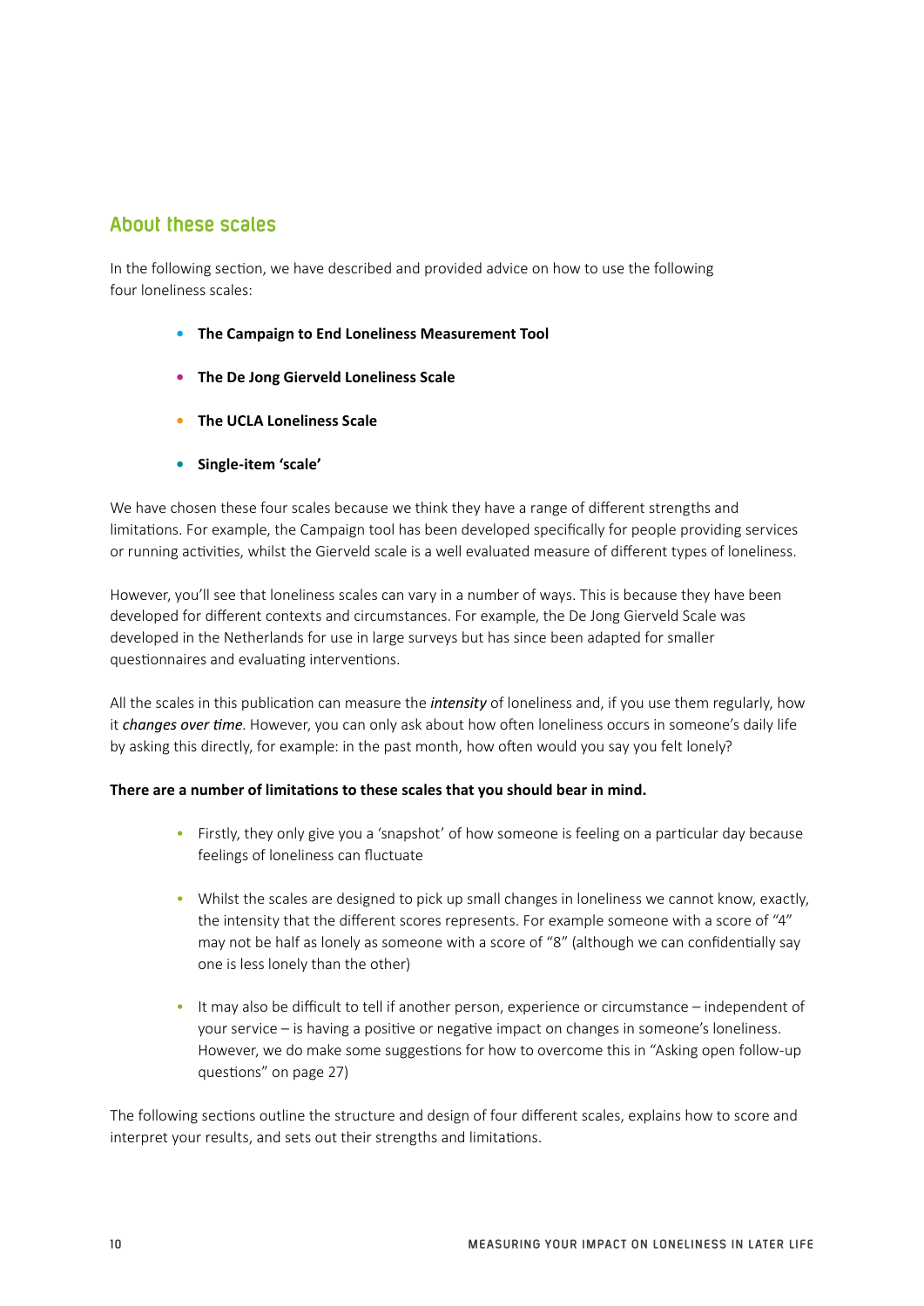## About these scales

In the following section, we have described and provided advice on how to use the following four loneliness scales:

- **The Campaign to End Loneliness Measurement Tool**
- **The De Jong Gierveld Loneliness Scale**
- **The UCLA Loneliness Scale**
- **Single-item 'scale'**

We have chosen these four scales because we think they have a range of different strengths and limitations. For example, the Campaign tool has been developed specifically for people providing services or running activities, whilst the Gierveld scale is a well evaluated measure of different types of loneliness.

However, you'll see that loneliness scales can vary in a number of ways. This is because they have been developed for different contexts and circumstances. For example, the De Jong Gierveld Scale was developed in the Netherlands for use in large surveys but has since been adapted for smaller questionnaires and evaluating interventions.

All the scales in this publication can measure the ***intensity*** of loneliness and, if you use them regularly, how it *changes over time*. However, you can only ask about how often loneliness occurs in someone's daily life by asking this directly, for example: in the past month, how often would you say you felt lonely?

**There are a number of limitations to these scales that you should bear in mind.**

- Firstly, they only give you a 'snapshot' of how someone is feeling on a particular day because feelings of loneliness can fluctuate
- Whilst the scales are designed to pick up small changes in loneliness we cannot know, exactly, the intensity that the different scores represents. For example someone with a score of "4" may not be half as lonely as someone with a score of "8" (although we can confidentially say one is less lonely than the other)
- It may also be difficult to tell if another person, experience or circumstance – independent of your service – is having a positive or negative impact on changes in someone's loneliness. However, we do make some suggestions for how to overcome this in "Asking open follow-up questions" on page 27)

The following sections outline the structure and design of four different scales, explains how to score and interpret your results, and sets out their strengths and limitations.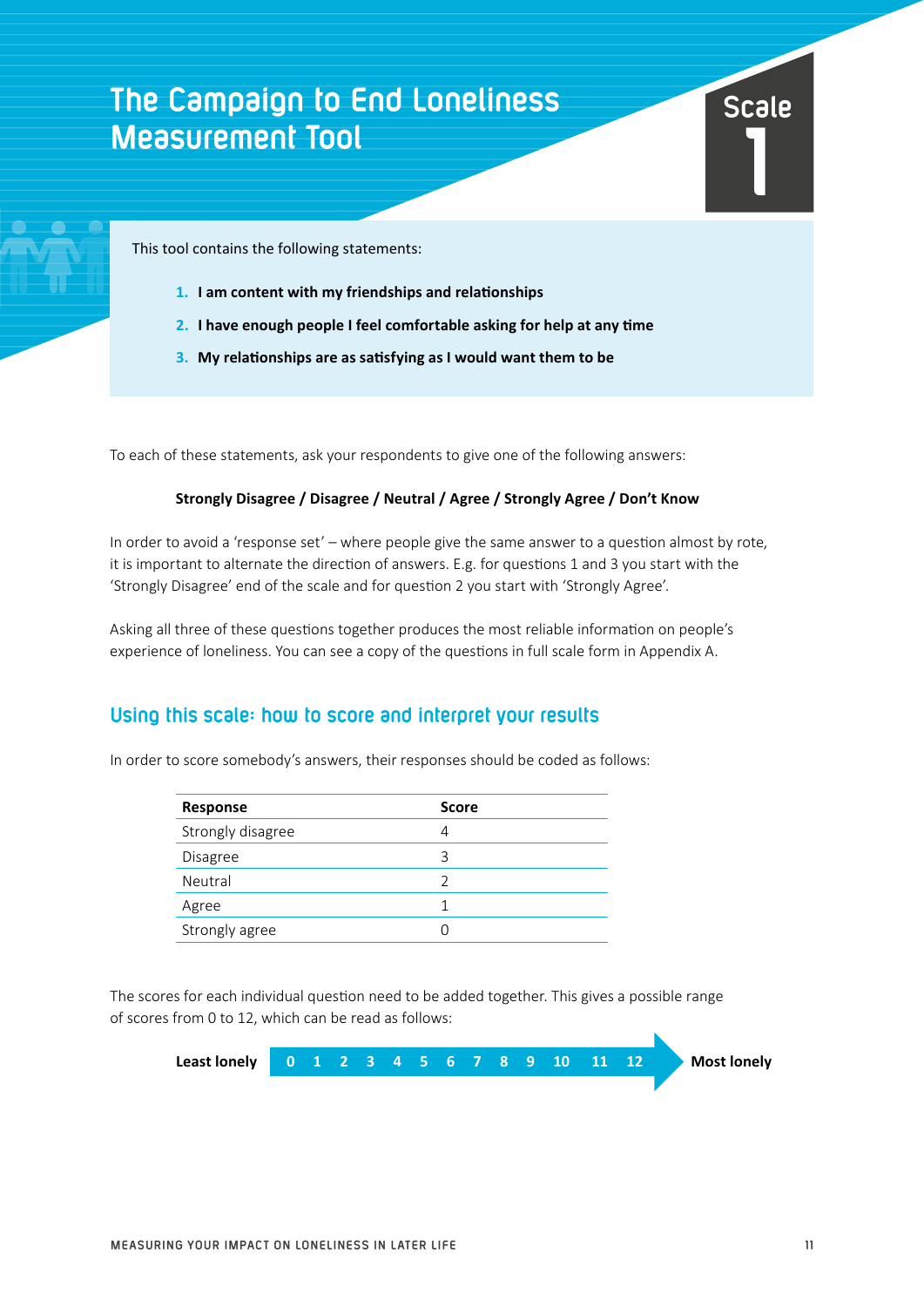# The Campaign to End Loneliness Measurement Tool

**Scale 1**

This tool contains the following statements:

1. **I am content with my friendships and relationships**
2. **I have enough people I feel comfortable asking for help at any time**
3. **My relationships are as satisfying as I would want them to be**

To each of these statements, ask your respondents to give one of the following answers:

**Strongly Disagree / Disagree / Neutral / Agree / Strongly Agree / Don't Know**

In order to avoid a 'response set' – where people give the same answer to a question almost by rote, it is important to alternate the direction of answers. E.g. for questions 1 and 3 you start with the 'Strongly Disagree' end of the scale and for question 2 you start with 'Strongly Agree'.

Asking all three of these questions together produces the most reliable information on people's experience of loneliness. You can see a copy of the questions in full scale form in Appendix A.

## Using this scale: how to score and interpret your results

In order to score somebody's answers, their responses should be coded as follows:

| Response | Score |
|---|---|
| Strongly disagree | 4 |
| Disagree | 3 |
| Neutral | 2 |
| Agree | 1 |
| Strongly agree | 0 |

The scores for each individual question need to be added together. This gives a possible range of scores from 0 to 12, which can be read as follows:

**Least lonely** 0 1 2 3 4 5 6 7 8 9 10 11 12 → **Most lonely**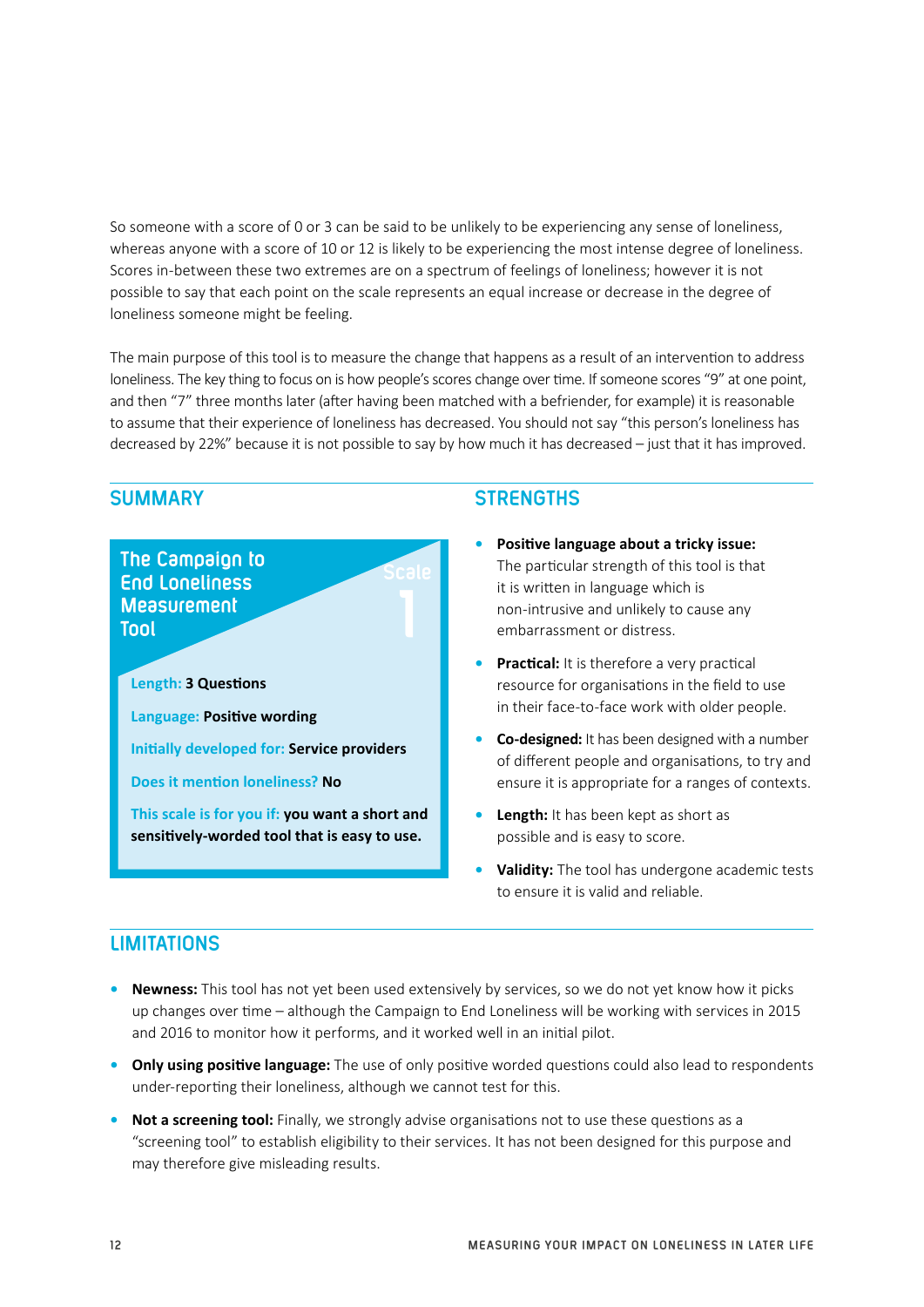So someone with a score of 0 or 3 can be said to be unlikely to be experiencing any sense of loneliness, whereas anyone with a score of 10 or 12 is likely to be experiencing the most intense degree of loneliness. Scores in-between these two extremes are on a spectrum of feelings of loneliness; however it is not possible to say that each point on the scale represents an equal increase or decrease in the degree of loneliness someone might be feeling.

The main purpose of this tool is to measure the change that happens as a result of an intervention to address loneliness. The key thing to focus on is how people's scores change over time. If someone scores "9" at one point, and then "7" three months later (after having been matched with a befriender, for example) it is reasonable to assume that their experience of loneliness has decreased. You should not say "this person's loneliness has decreased by 22%" because it is not possible to say by how much it has decreased – just that it has improved.

## SUMMARY

**The Campaign to End Loneliness Measurement Tool**

Scale 1

Length: **3 Questions**

Language: **Positive wording**

Initially developed for: **Service providers**

Does it mention loneliness? **No**

This scale is for you if: **you want a short and sensitively-worded tool that is easy to use.**

## STRENGTHS

- **Positive language about a tricky issue:** The particular strength of this tool is that it is written in language which is non-intrusive and unlikely to cause any embarrassment or distress.
- **Practical:** It is therefore a very practical resource for organisations in the field to use in their face-to-face work with older people.
- **Co-designed:** It has been designed with a number of different people and organisations, to try and ensure it is appropriate for a ranges of contexts.
- **Length:** It has been kept as short as possible and is easy to score.
- **Validity:** The tool has undergone academic tests to ensure it is valid and reliable.

## LIMITATIONS

- **Newness:** This tool has not yet been used extensively by services, so we do not yet know how it picks up changes over time – although the Campaign to End Loneliness will be working with services in 2015 and 2016 to monitor how it performs, and it worked well in an initial pilot.
- **Only using positive language:** The use of only positive worded questions could also lead to respondents under-reporting their loneliness, although we cannot test for this.
- **Not a screening tool:** Finally, we strongly advise organisations not to use these questions as a "screening tool" to establish eligibility to their services. It has not been designed for this purpose and may therefore give misleading results.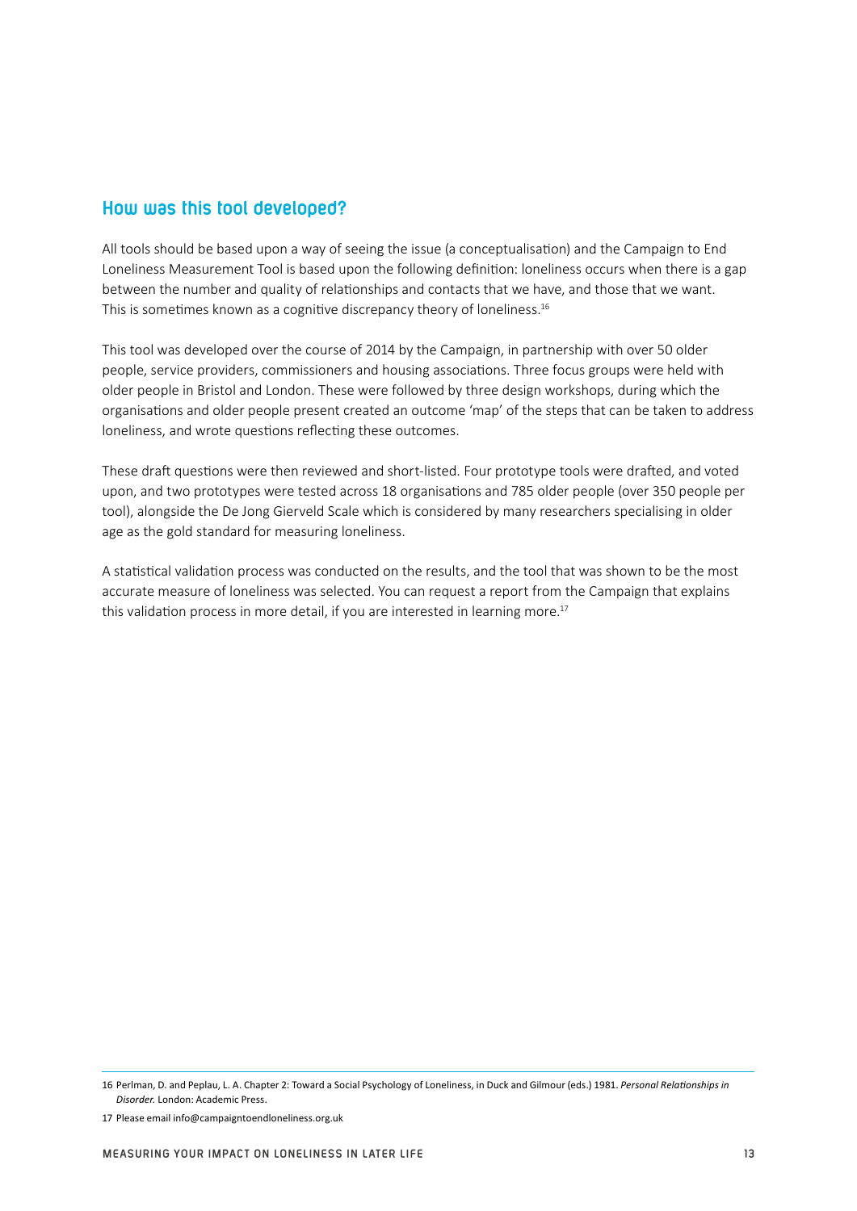## How was this tool developed?

All tools should be based upon a way of seeing the issue (a conceptualisation) and the Campaign to End Loneliness Measurement Tool is based upon the following definition: loneliness occurs when there is a gap between the number and quality of relationships and contacts that we have, and those that we want. This is sometimes known as a cognitive discrepancy theory of loneliness.[16]

This tool was developed over the course of 2014 by the Campaign, in partnership with over 50 older people, service providers, commissioners and housing associations. Three focus groups were held with older people in Bristol and London. These were followed by three design workshops, during which the organisations and older people present created an outcome 'map' of the steps that can be taken to address loneliness, and wrote questions reflecting these outcomes.

These draft questions were then reviewed and short-listed. Four prototype tools were drafted, and voted upon, and two prototypes were tested across 18 organisations and 785 older people (over 350 people per tool), alongside the De Jong Gierveld Scale which is considered by many researchers specialising in older age as the gold standard for measuring loneliness.

A statistical validation process was conducted on the results, and the tool that was shown to be the most accurate measure of loneliness was selected. You can request a report from the Campaign that explains this validation process in more detail, if you are interested in learning more.[17]

---

16 Perlman, D. and Peplau, L. A. Chapter 2: Toward a Social Psychology of Loneliness, in Duck and Gilmour (eds.) 1981. *Personal Relationships in Disorder.* London: Academic Press.

17 Please email info@campaigntoendloneliness.org.uk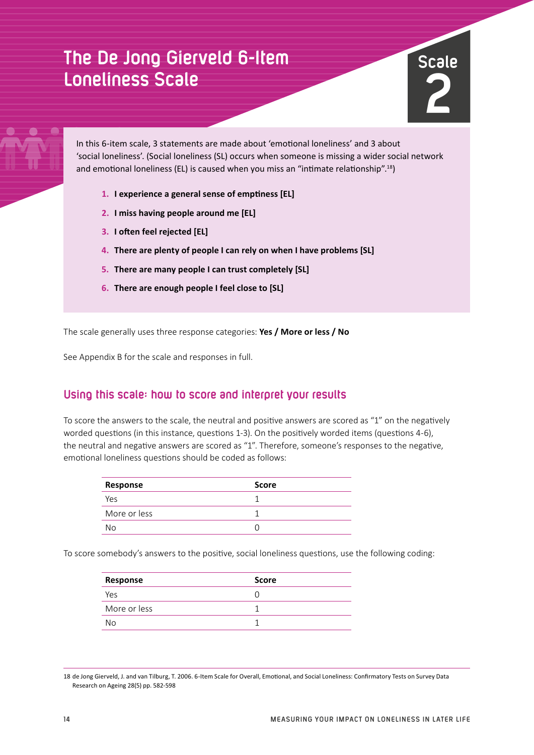# The De Jong Gierveld 6-Item Loneliness Scale

Scale 2

In this 6-item scale, 3 statements are made about 'emotional loneliness' and 3 about 'social loneliness'. (Social loneliness (SL) occurs when someone is missing a wider social network and emotional loneliness (EL) is caused when you miss an "intimate relationship".[18])

1. **I experience a general sense of emptiness [EL]**
2. **I miss having people around me [EL]**
3. **I often feel rejected [EL]**
4. **There are plenty of people I can rely on when I have problems [SL]**
5. **There are many people I can trust completely [SL]**
6. **There are enough people I feel close to [SL]**

The scale generally uses three response categories: **Yes / More or less / No**

See Appendix B for the scale and responses in full.

## Using this scale: how to score and interpret your results

To score the answers to the scale, the neutral and positive answers are scored as "1" on the negatively worded questions (in this instance, questions 1-3). On the positively worded items (questions 4-6), the neutral and negative answers are scored as "1". Therefore, someone's responses to the negative, emotional loneliness questions should be coded as follows:

| Response | Score |
|---|---|
| Yes | 1 |
| More or less | 1 |
| No | 0 |

To score somebody's answers to the positive, social loneliness questions, use the following coding:

| Response | Score |
|---|---|
| Yes | 0 |
| More or less | 1 |
| No | 1 |

18 de Jong Gierveld, J. and van Tilburg, T. 2006. 6-Item Scale for Overall, Emotional, and Social Loneliness: Confirmatory Tests on Survey Data Research on Ageing 28(5) pp. 582-598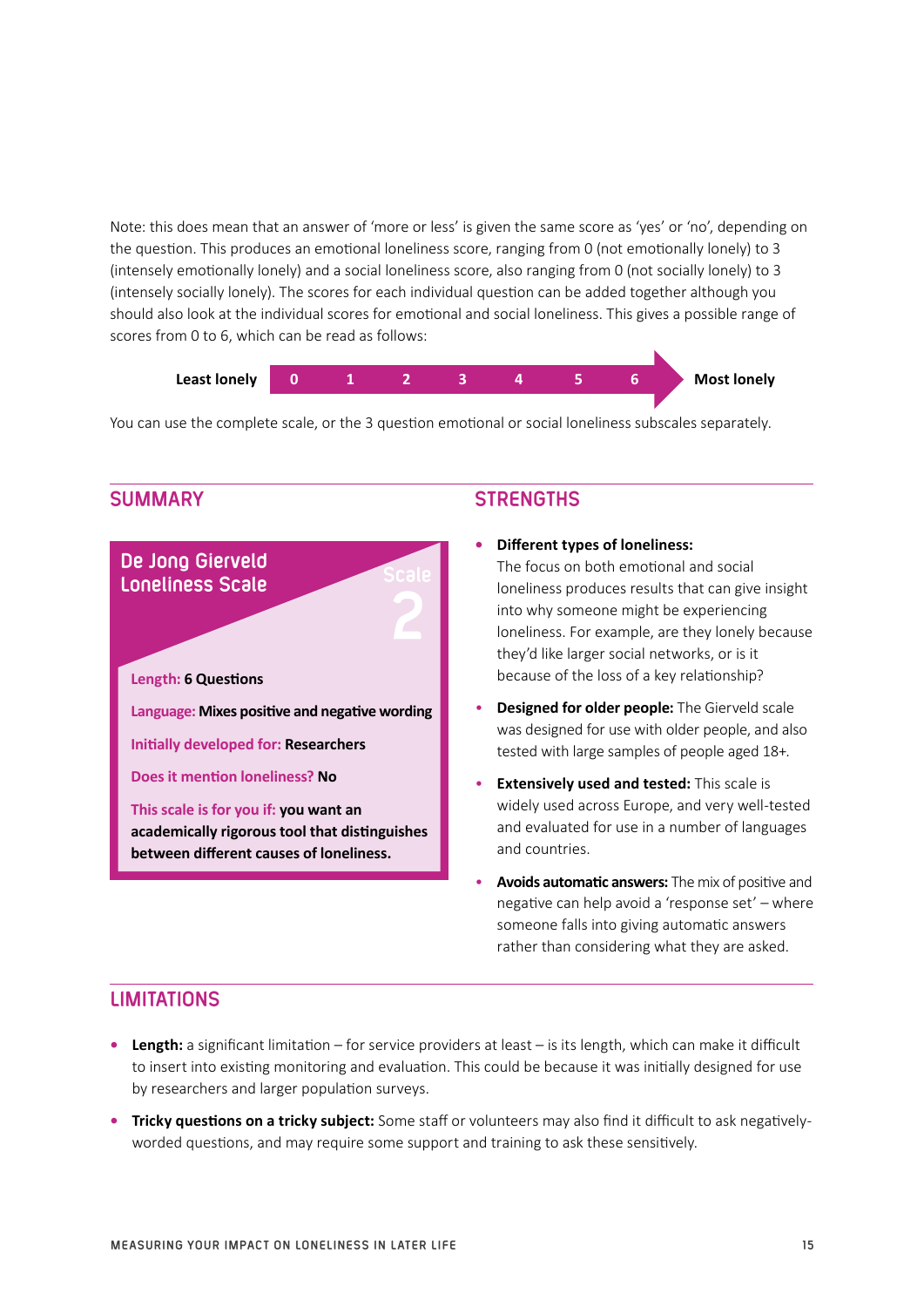Note: this does mean that an answer of 'more or less' is given the same score as 'yes' or 'no', depending on the question. This produces an emotional loneliness score, ranging from 0 (not emotionally lonely) to 3 (intensely emotionally lonely) and a social loneliness score, also ranging from 0 (not socially lonely) to 3 (intensely socially lonely). The scores for each individual question can be added together although you should also look at the individual scores for emotional and social loneliness. This gives a possible range of scores from 0 to 6, which can be read as follows:

**Least lonely** 0 1 2 3 4 5 6 **Most lonely**

You can use the complete scale, or the 3 question emotional or social loneliness subscales separately.

## SUMMARY

**De Jong Gierveld Loneliness Scale**

Scale 2

**Length:** 6 Questions

**Language:** Mixes positive and negative wording

**Initially developed for:** Researchers

**Does it mention loneliness?** No

**This scale is for you if:** you want an academically rigorous tool that distinguishes between different causes of loneliness.

## STRENGTHS

- **Different types of loneliness:** The focus on both emotional and social loneliness produces results that can give insight into why someone might be experiencing loneliness. For example, are they lonely because they'd like larger social networks, or is it because of the loss of a key relationship?
- **Designed for older people:** The Gierveld scale was designed for use with older people, and also tested with large samples of people aged 18+.
- **Extensively used and tested:** This scale is widely used across Europe, and very well-tested and evaluated for use in a number of languages and countries.
- **Avoids automatic answers:** The mix of positive and negative can help avoid a 'response set' – where someone falls into giving automatic answers rather than considering what they are asked.

## LIMITATIONS

- **Length:** a significant limitation – for service providers at least – is its length, which can make it difficult to insert into existing monitoring and evaluation. This could be because it was initially designed for use by researchers and larger population surveys.
- **Tricky questions on a tricky subject:** Some staff or volunteers may also find it difficult to ask negatively-worded questions, and may require some support and training to ask these sensitively.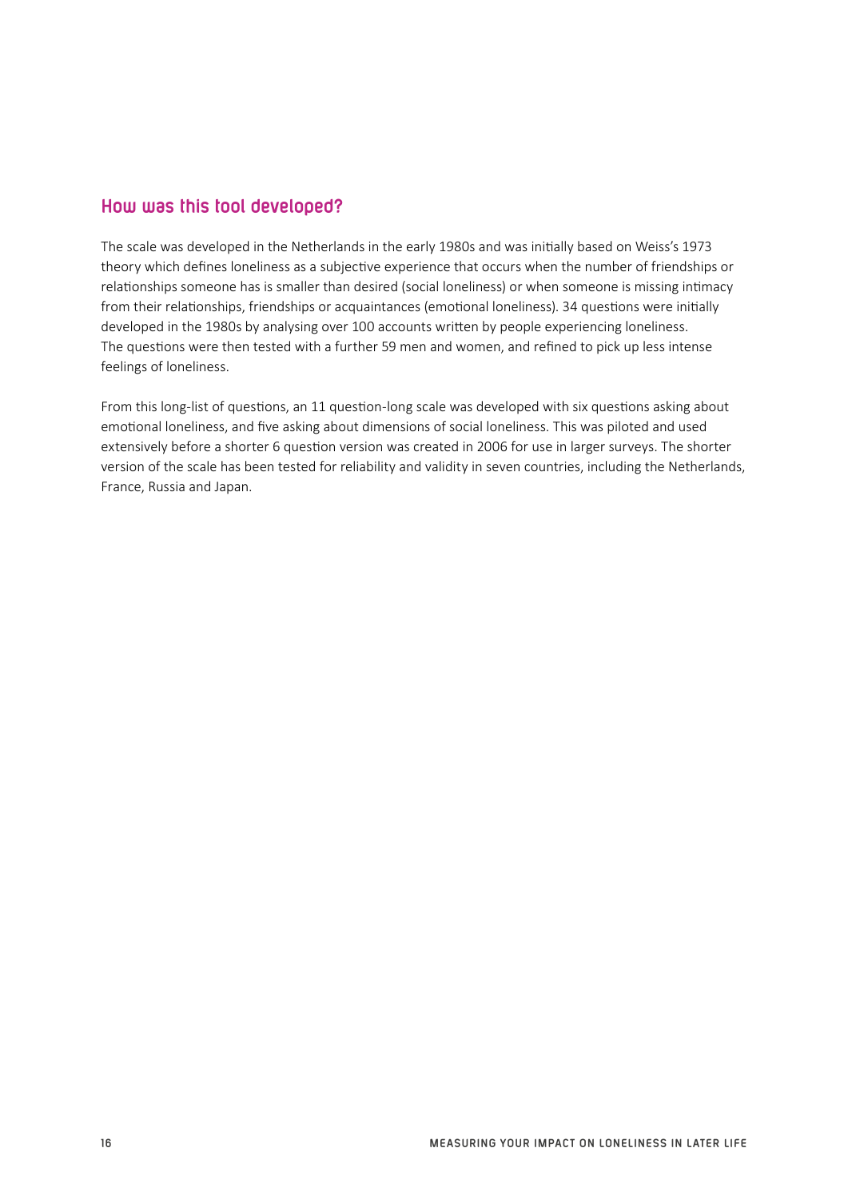## How was this tool developed?

The scale was developed in the Netherlands in the early 1980s and was initially based on Weiss's 1973 theory which defines loneliness as a subjective experience that occurs when the number of friendships or relationships someone has is smaller than desired (social loneliness) or when someone is missing intimacy from their relationships, friendships or acquaintances (emotional loneliness). 34 questions were initially developed in the 1980s by analysing over 100 accounts written by people experiencing loneliness. The questions were then tested with a further 59 men and women, and refined to pick up less intense feelings of loneliness.

From this long-list of questions, an 11 question-long scale was developed with six questions asking about emotional loneliness, and five asking about dimensions of social loneliness. This was piloted and used extensively before a shorter 6 question version was created in 2006 for use in larger surveys. The shorter version of the scale has been tested for reliability and validity in seven countries, including the Netherlands, France, Russia and Japan.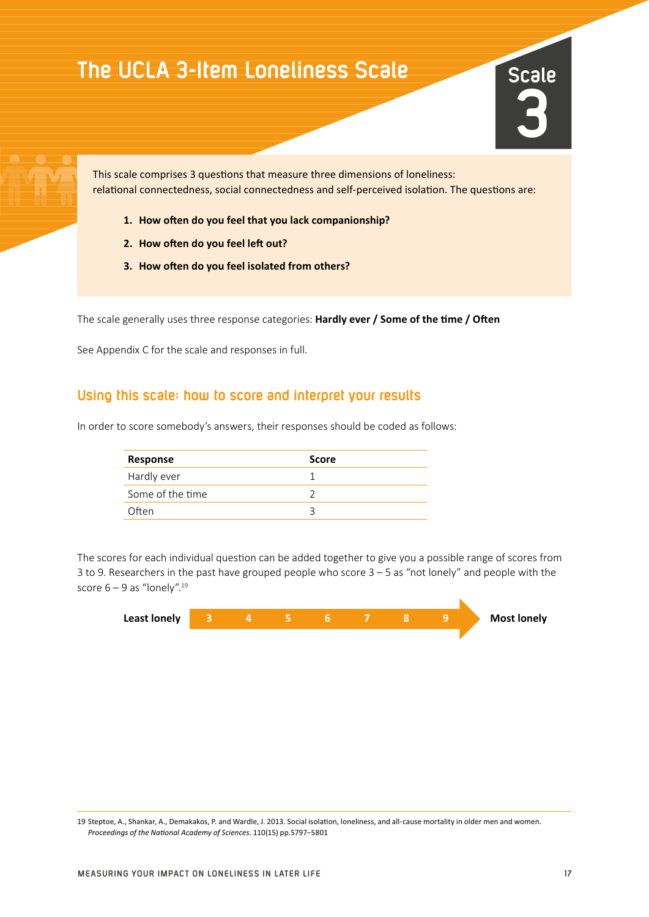# The UCLA 3-Item Loneliness Scale

Scale 3

This scale comprises 3 questions that measure three dimensions of loneliness: relational connectedness, social connectedness and self-perceived isolation. The questions are:

1. **How often do you feel that you lack companionship?**
2. **How often do you feel left out?**
3. **How often do you feel isolated from others?**

The scale generally uses three response categories: **Hardly ever / Some of the time / Often**

See Appendix C for the scale and responses in full.

## Using this scale: how to score and interpret your results

In order to score somebody's answers, their responses should be coded as follows:

| Response | Score |
|---|---|
| Hardly ever | 1 |
| Some of the time | 2 |
| Often | 3 |

The scores for each individual question can be added together to give you a possible range of scores from 3 to 9. Researchers in the past have grouped people who score 3 – 5 as "not lonely" and people with the score 6 – 9 as "lonely".[19]

**Least lonely** 3 4 5 6 7 8 9 **Most lonely**

19 Steptoe, A., Shankar, A., Demakakos, P. and Wardle, J. 2013. Social isolation, loneliness, and all-cause mortality in older men and women. *Proceedings of the National Academy of Sciences*. 110(15) pp.5797–5801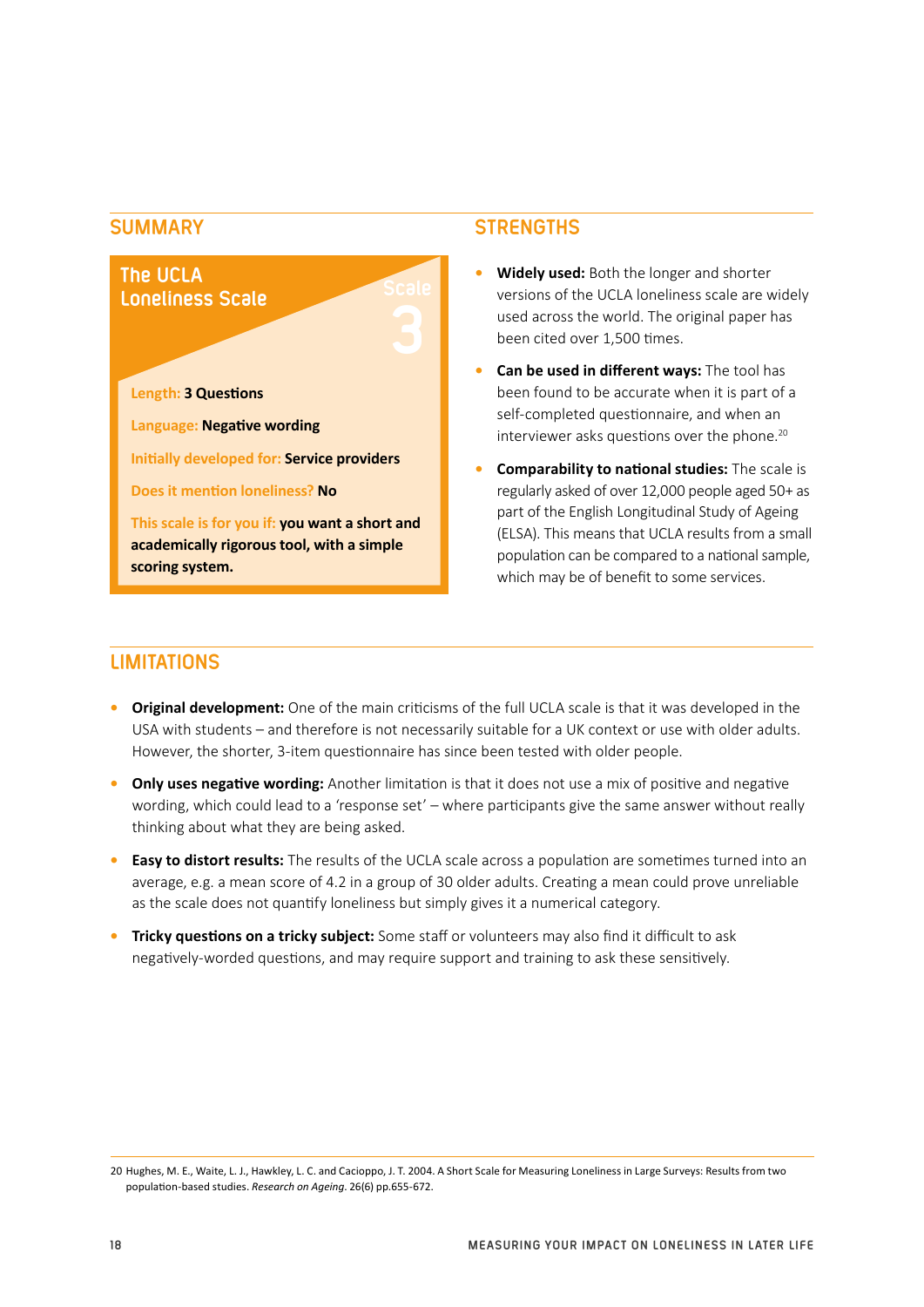## SUMMARY

**The UCLA Loneliness Scale**

Scale 3

Length: **3 Questions**

Language: **Negative wording**

Initially developed for: **Service providers**

Does it mention loneliness? **No**

This scale is for you if: **you want a short and academically rigorous tool, with a simple scoring system.**

## STRENGTHS

- **Widely used:** Both the longer and shorter versions of the UCLA loneliness scale are widely used across the world. The original paper has been cited over 1,500 times.
- **Can be used in different ways:** The tool has been found to be accurate when it is part of a self-completed questionnaire, and when an interviewer asks questions over the phone.[20]
- **Comparability to national studies:** The scale is regularly asked of over 12,000 people aged 50+ as part of the English Longitudinal Study of Ageing (ELSA). This means that UCLA results from a small population can be compared to a national sample, which may be of benefit to some services.

## LIMITATIONS

- **Original development:** One of the main criticisms of the full UCLA scale is that it was developed in the USA with students – and therefore is not necessarily suitable for a UK context or use with older adults. However, the shorter, 3-item questionnaire has since been tested with older people.
- **Only uses negative wording:** Another limitation is that it does not use a mix of positive and negative wording, which could lead to a 'response set' – where participants give the same answer without really thinking about what they are being asked.
- **Easy to distort results:** The results of the UCLA scale across a population are sometimes turned into an average, e.g. a mean score of 4.2 in a group of 30 older adults. Creating a mean could prove unreliable as the scale does not quantify loneliness but simply gives it a numerical category.
- **Tricky questions on a tricky subject:** Some staff or volunteers may also find it difficult to ask negatively-worded questions, and may require support and training to ask these sensitively.

---

20 Hughes, M. E., Waite, L. J., Hawkley, L. C. and Cacioppo, J. T. 2004. A Short Scale for Measuring Loneliness in Large Surveys: Results from two population-based studies. *Research on Ageing*. 26(6) pp.655-672.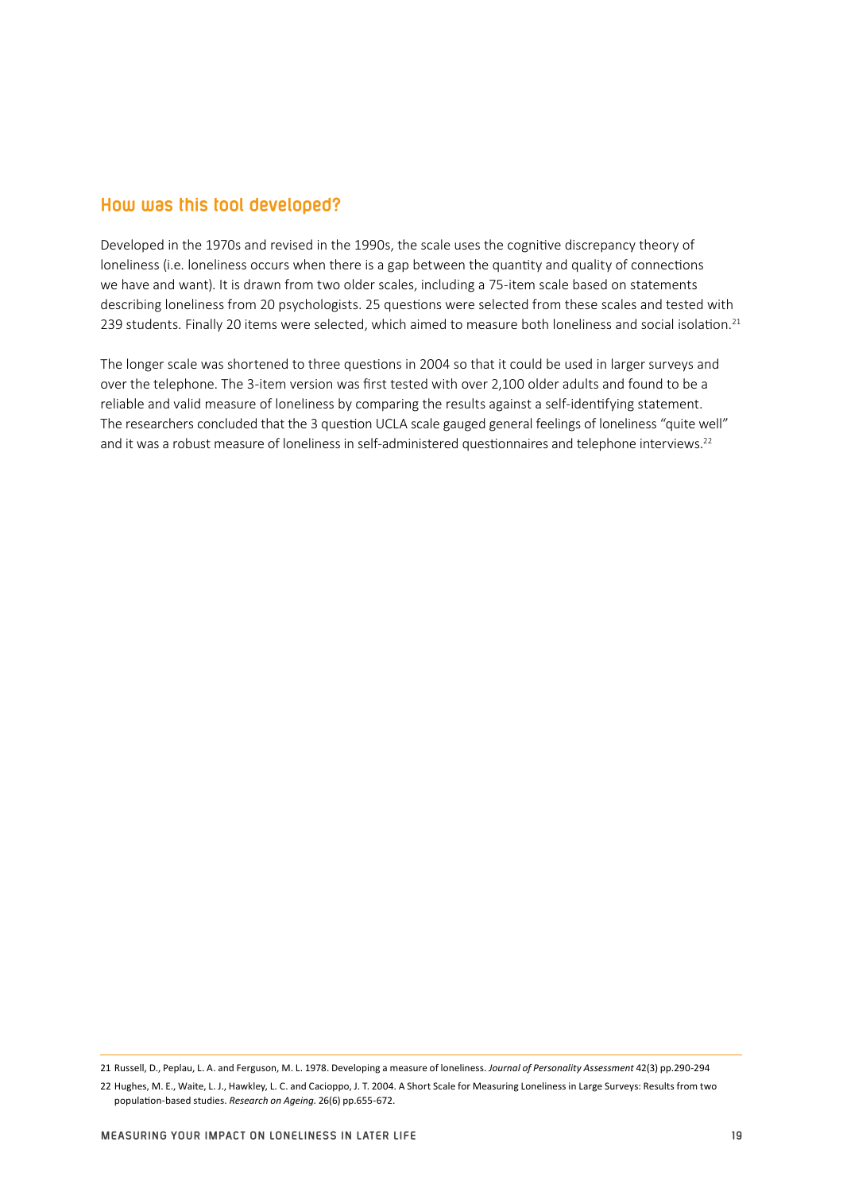## How was this tool developed?

Developed in the 1970s and revised in the 1990s, the scale uses the cognitive discrepancy theory of loneliness (i.e. loneliness occurs when there is a gap between the quantity and quality of connections we have and want). It is drawn from two older scales, including a 75-item scale based on statements describing loneliness from 20 psychologists. 25 questions were selected from these scales and tested with 239 students. Finally 20 items were selected, which aimed to measure both loneliness and social isolation.[21]

The longer scale was shortened to three questions in 2004 so that it could be used in larger surveys and over the telephone. The 3-item version was first tested with over 2,100 older adults and found to be a reliable and valid measure of loneliness by comparing the results against a self-identifying statement. The researchers concluded that the 3 question UCLA scale gauged general feelings of loneliness "quite well" and it was a robust measure of loneliness in self-administered questionnaires and telephone interviews.[22]

---

21 Russell, D., Peplau, L. A. and Ferguson, M. L. 1978. Developing a measure of loneliness. *Journal of Personality Assessment* 42(3) pp.290-294

22 Hughes, M. E., Waite, L. J., Hawkley, L. C. and Cacioppo, J. T. 2004. A Short Scale for Measuring Loneliness in Large Surveys: Results from two population-based studies. *Research on Ageing*. 26(6) pp.655-672.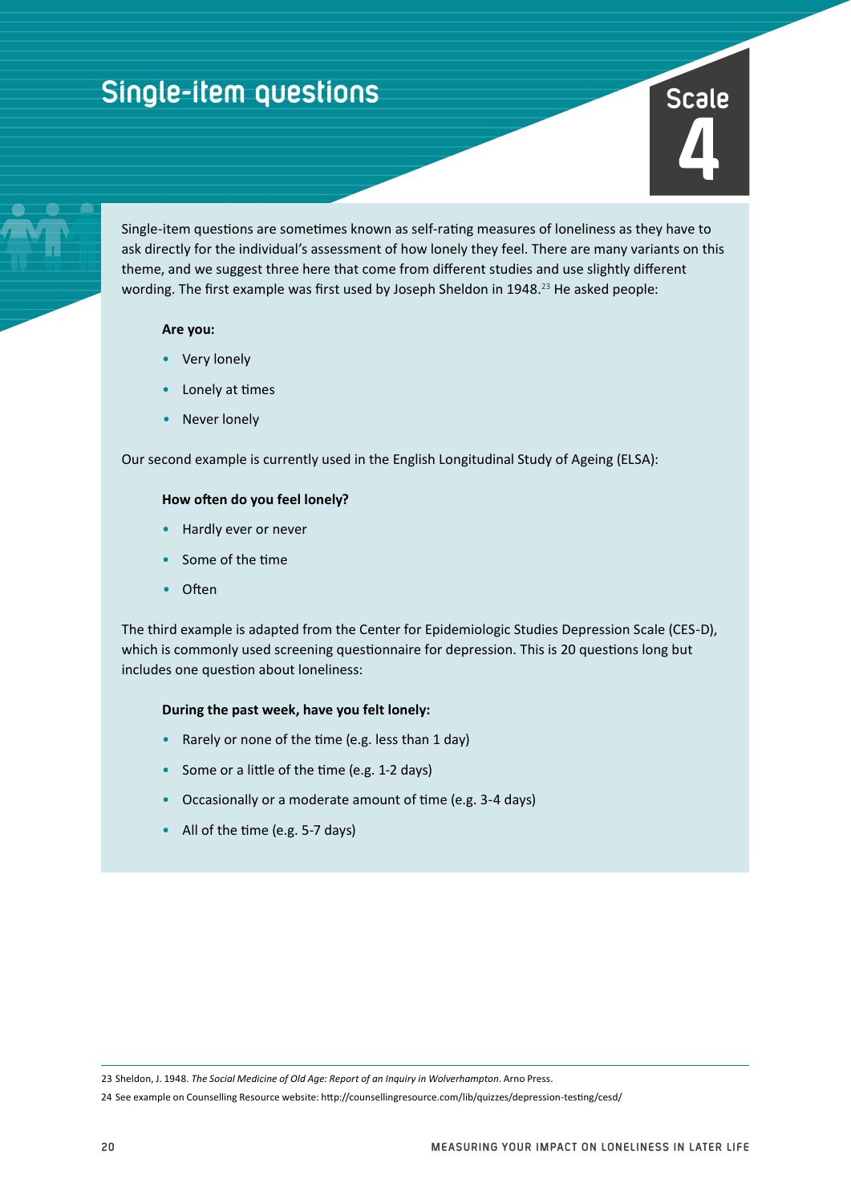# Single-item questions

Scale 4

Single-item questions are sometimes known as self-rating measures of loneliness as they have to ask directly for the individual's assessment of how lonely they feel. There are many variants on this theme, and we suggest three here that come from different studies and use slightly different wording. The first example was first used by Joseph Sheldon in 1948.[23] He asked people:

**Are you:**

- Very lonely
- Lonely at times
- Never lonely

Our second example is currently used in the English Longitudinal Study of Ageing (ELSA):

**How often do you feel lonely?**

- Hardly ever or never
- Some of the time
- Often

The third example is adapted from the Center for Epidemiologic Studies Depression Scale (CES-D), which is commonly used screening questionnaire for depression. This is 20 questions long but includes one question about loneliness:

**During the past week, have you felt lonely:**

- Rarely or none of the time (e.g. less than 1 day)
- Some or a little of the time (e.g. 1-2 days)
- Occasionally or a moderate amount of time (e.g. 3-4 days)
- All of the time (e.g. 5-7 days)

---

23 Sheldon, J. 1948. *The Social Medicine of Old Age: Report of an Inquiry in Wolverhampton*. Arno Press.

24 See example on Counselling Resource website: http://counsellingresource.com/lib/quizzes/depression-testing/cesd/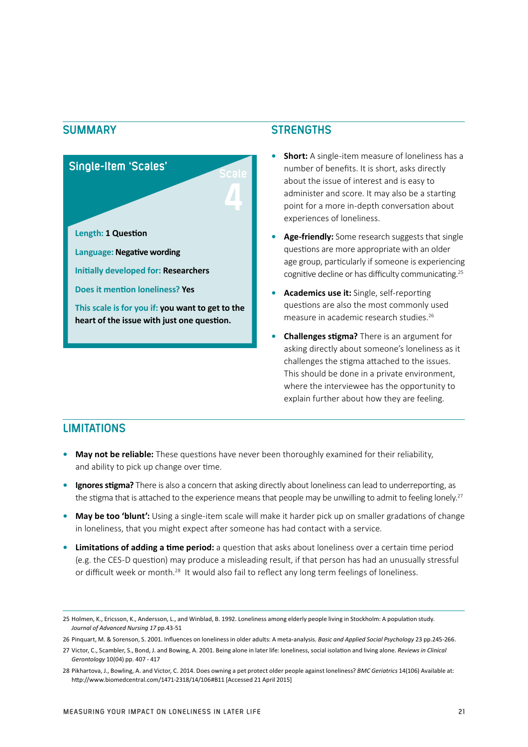## SUMMARY

### Single-Item 'Scales'

Scale 4

**Length:** 1 Question

**Language:** Negative wording

**Initially developed for:** Researchers

**Does it mention loneliness?** Yes

**This scale is for you if:** you want to get to the heart of the issue with just one question.

## STRENGTHS

- **Short:** A single-item measure of loneliness has a number of benefits. It is short, asks directly about the issue of interest and is easy to administer and score. It may also be a starting point for a more in-depth conversation about experiences of loneliness.
- **Age-friendly:** Some research suggests that single questions are more appropriate with an older age group, particularly if someone is experiencing cognitive decline or has difficulty communicating.[25]
- **Academics use it:** Single, self-reporting questions are also the most commonly used measure in academic research studies.[26]
- **Challenges stigma?** There is an argument for asking directly about someone's loneliness as it challenges the stigma attached to the issues. This should be done in a private environment, where the interviewee has the opportunity to explain further about how they are feeling.

## LIMITATIONS

- **May not be reliable:** These questions have never been thoroughly examined for their reliability, and ability to pick up change over time.
- **Ignores stigma?** There is also a concern that asking directly about loneliness can lead to underreporting, as the stigma that is attached to the experience means that people may be unwilling to admit to feeling lonely.[27]
- **May be too 'blunt':** Using a single-item scale will make it harder pick up on smaller gradations of change in loneliness, that you might expect after someone has had contact with a service.
- **Limitations of adding a time period:** a question that asks about loneliness over a certain time period (e.g. the CES-D question) may produce a misleading result, if that person has had an unusually stressful or difficult week or month.[28] It would also fail to reflect any long term feelings of loneliness.

---

25 Holmen, K., Ericsson, K., Andersson, L., and Winblad, B. 1992. Loneliness among elderly people living in Stockholm: A population study. *Journal of Advanced Nursing 17* pp.43-51

26 Pinquart, M. & Sorenson, S. 2001. Influences on loneliness in older adults: A meta-analysis. *Basic and Applied Social Psychology* 23 pp.245-266.

27 Victor, C., Scambler, S., Bond, J. and Bowing, A. 2001. Being alone in later life: loneliness, social isolation and living alone. *Reviews in Clinical Gerontology* 10(04) pp. 407 - 417

28 Pikhartova, J., Bowling, A. and Victor, C. 2014. Does owning a pet protect older people against loneliness? *BMC Geriatrics* 14(106) Available at: http://www.biomedcentral.com/1471-2318/14/106#B11 [Accessed 21 April 2015]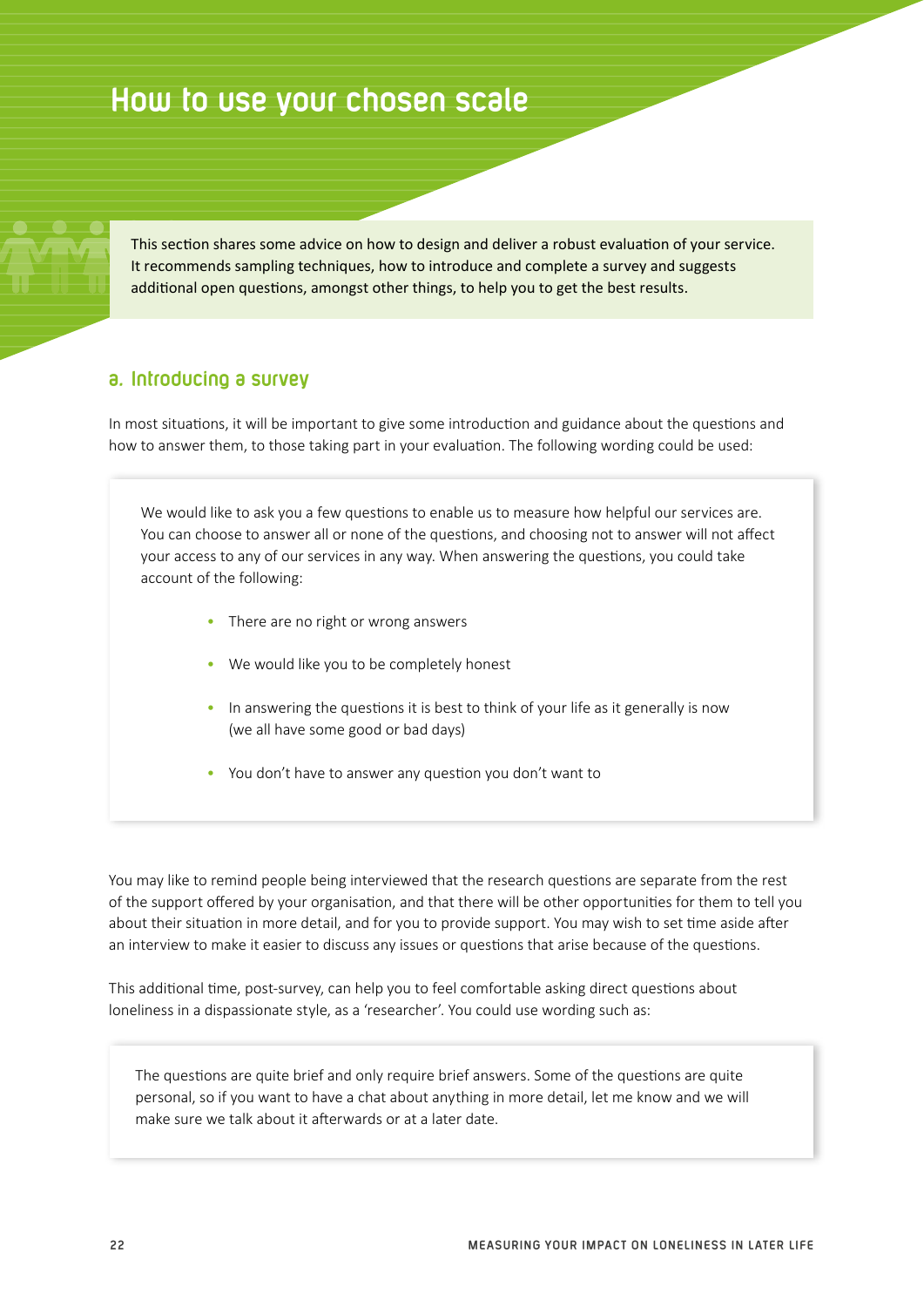# How to use your chosen scale

This section shares some advice on how to design and deliver a robust evaluation of your service. It recommends sampling techniques, how to introduce and complete a survey and suggests additional open questions, amongst other things, to help you to get the best results.

## a. Introducing a survey

In most situations, it will be important to give some introduction and guidance about the questions and how to answer them, to those taking part in your evaluation. The following wording could be used:

> We would like to ask you a few questions to enable us to measure how helpful our services are. You can choose to answer all or none of the questions, and choosing not to answer will not affect your access to any of our services in any way. When answering the questions, you could take account of the following:
>
> - There are no right or wrong answers
> - We would like you to be completely honest
> - In answering the questions it is best to think of your life as it generally is now (we all have some good or bad days)
> - You don't have to answer any question you don't want to

You may like to remind people being interviewed that the research questions are separate from the rest of the support offered by your organisation, and that there will be other opportunities for them to tell you about their situation in more detail, and for you to provide support. You may wish to set time aside after an interview to make it easier to discuss any issues or questions that arise because of the questions.

This additional time, post-survey, can help you to feel comfortable asking direct questions about loneliness in a dispassionate style, as a 'researcher'. You could use wording such as:

> The questions are quite brief and only require brief answers. Some of the questions are quite personal, so if you want to have a chat about anything in more detail, let me know and we will make sure we talk about it afterwards or at a later date.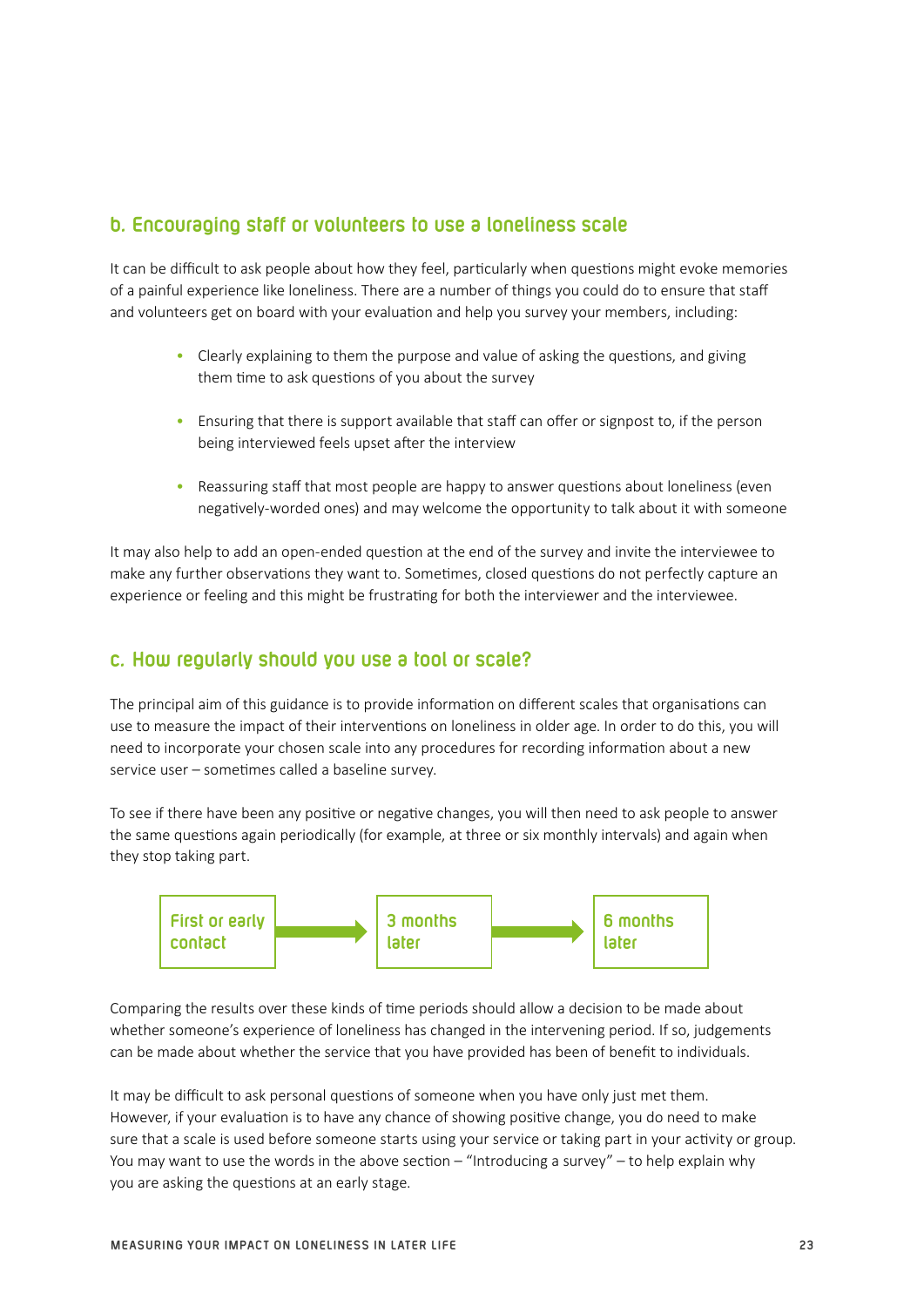## b. Encouraging staff or volunteers to use a loneliness scale

It can be difficult to ask people about how they feel, particularly when questions might evoke memories of a painful experience like loneliness. There are a number of things you could do to ensure that staff and volunteers get on board with your evaluation and help you survey your members, including:

- Clearly explaining to them the purpose and value of asking the questions, and giving them time to ask questions of you about the survey
- Ensuring that there is support available that staff can offer or signpost to, if the person being interviewed feels upset after the interview
- Reassuring staff that most people are happy to answer questions about loneliness (even negatively-worded ones) and may welcome the opportunity to talk about it with someone

It may also help to add an open-ended question at the end of the survey and invite the interviewee to make any further observations they want to. Sometimes, closed questions do not perfectly capture an experience or feeling and this might be frustrating for both the interviewer and the interviewee.

## c. How regularly should you use a tool or scale?

The principal aim of this guidance is to provide information on different scales that organisations can use to measure the impact of their interventions on loneliness in older age. In order to do this, you will need to incorporate your chosen scale into any procedures for recording information about a new service user – sometimes called a baseline survey.

To see if there have been any positive or negative changes, you will then need to ask people to answer the same questions again periodically (for example, at three or six monthly intervals) and again when they stop taking part.

First or early contact → 3 months later → 6 months later

Comparing the results over these kinds of time periods should allow a decision to be made about whether someone's experience of loneliness has changed in the intervening period. If so, judgements can be made about whether the service that you have provided has been of benefit to individuals.

It may be difficult to ask personal questions of someone when you have only just met them. However, if your evaluation is to have any chance of showing positive change, you do need to make sure that a scale is used before someone starts using your service or taking part in your activity or group. You may want to use the words in the above section – "Introducing a survey" – to help explain why you are asking the questions at an early stage.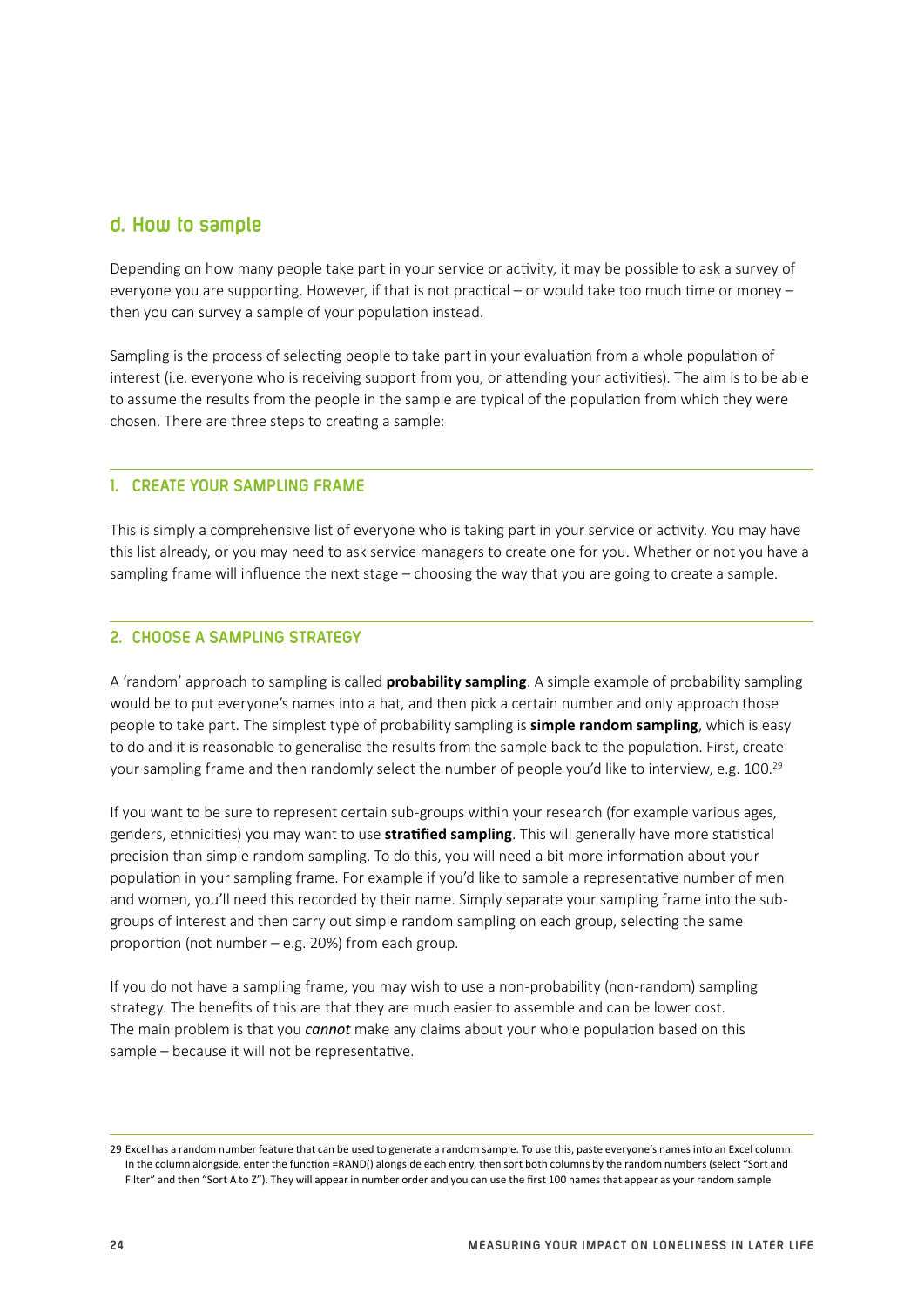## d. How to sample

Depending on how many people take part in your service or activity, it may be possible to ask a survey of everyone you are supporting. However, if that is not practical – or would take too much time or money – then you can survey a sample of your population instead.

Sampling is the process of selecting people to take part in your evaluation from a whole population of interest (i.e. everyone who is receiving support from you, or attending your activities). The aim is to be able to assume the results from the people in the sample are typical of the population from which they were chosen. There are three steps to creating a sample:

### 1. CREATE YOUR SAMPLING FRAME

This is simply a comprehensive list of everyone who is taking part in your service or activity. You may have this list already, or you may need to ask service managers to create one for you. Whether or not you have a sampling frame will influence the next stage – choosing the way that you are going to create a sample.

### 2. CHOOSE A SAMPLING STRATEGY

A 'random' approach to sampling is called **probability sampling**. A simple example of probability sampling would be to put everyone's names into a hat, and then pick a certain number and only approach those people to take part. The simplest type of probability sampling is **simple random sampling**, which is easy to do and it is reasonable to generalise the results from the sample back to the population. First, create your sampling frame and then randomly select the number of people you'd like to interview, e.g. 100.[29]

If you want to be sure to represent certain sub-groups within your research (for example various ages, genders, ethnicities) you may want to use **stratified sampling**. This will generally have more statistical precision than simple random sampling. To do this, you will need a bit more information about your population in your sampling frame. For example if you'd like to sample a representative number of men and women, you'll need this recorded by their name. Simply separate your sampling frame into the sub-groups of interest and then carry out simple random sampling on each group, selecting the same proportion (not number – e.g. 20%) from each group.

If you do not have a sampling frame, you may wish to use a non-probability (non-random) sampling strategy. The benefits of this are that they are much easier to assemble and can be lower cost. The main problem is that you ***cannot*** make any claims about your whole population based on this sample – because it will not be representative.

---

29 Excel has a random number feature that can be used to generate a random sample. To use this, paste everyone's names into an Excel column. In the column alongside, enter the function =RAND() alongside each entry, then sort both columns by the random numbers (select "Sort and Filter" and then "Sort A to Z"). They will appear in number order and you can use the first 100 names that appear as your random sample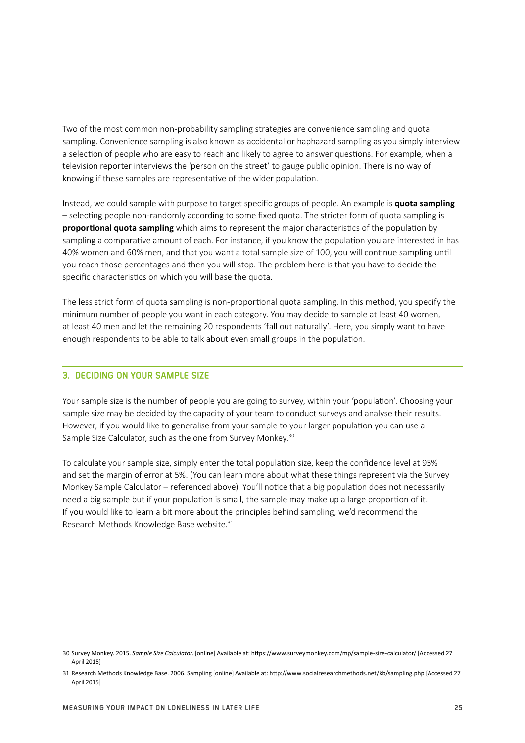Two of the most common non-probability sampling strategies are convenience sampling and quota sampling. Convenience sampling is also known as accidental or haphazard sampling as you simply interview a selection of people who are easy to reach and likely to agree to answer questions. For example, when a television reporter interviews the 'person on the street' to gauge public opinion. There is no way of knowing if these samples are representative of the wider population.

Instead, we could sample with purpose to target specific groups of people. An example is **quota sampling** – selecting people non-randomly according to some fixed quota. The stricter form of quota sampling is **proportional quota sampling** which aims to represent the major characteristics of the population by sampling a comparative amount of each. For instance, if you know the population you are interested in has 40% women and 60% men, and that you want a total sample size of 100, you will continue sampling until you reach those percentages and then you will stop. The problem here is that you have to decide the specific characteristics on which you will base the quota.

The less strict form of quota sampling is non-proportional quota sampling. In this method, you specify the minimum number of people you want in each category. You may decide to sample at least 40 women, at least 40 men and let the remaining 20 respondents 'fall out naturally'. Here, you simply want to have enough respondents to be able to talk about even small groups in the population.

## 3. DECIDING ON YOUR SAMPLE SIZE

Your sample size is the number of people you are going to survey, within your 'population'. Choosing your sample size may be decided by the capacity of your team to conduct surveys and analyse their results. However, if you would like to generalise from your sample to your larger population you can use a Sample Size Calculator, such as the one from Survey Monkey.[30]

To calculate your sample size, simply enter the total population size, keep the confidence level at 95% and set the margin of error at 5%. (You can learn more about what these things represent via the Survey Monkey Sample Calculator – referenced above). You'll notice that a big population does not necessarily need a big sample but if your population is small, the sample may make up a large proportion of it. If you would like to learn a bit more about the principles behind sampling, we'd recommend the Research Methods Knowledge Base website.[31]

---

30 Survey Monkey. 2015. *Sample Size Calculator.* [online] Available at: https://www.surveymonkey.com/mp/sample-size-calculator/ [Accessed 27 April 2015]

31 Research Methods Knowledge Base. 2006. Sampling [online] Available at: http://www.socialresearchmethods.net/kb/sampling.php [Accessed 27 April 2015]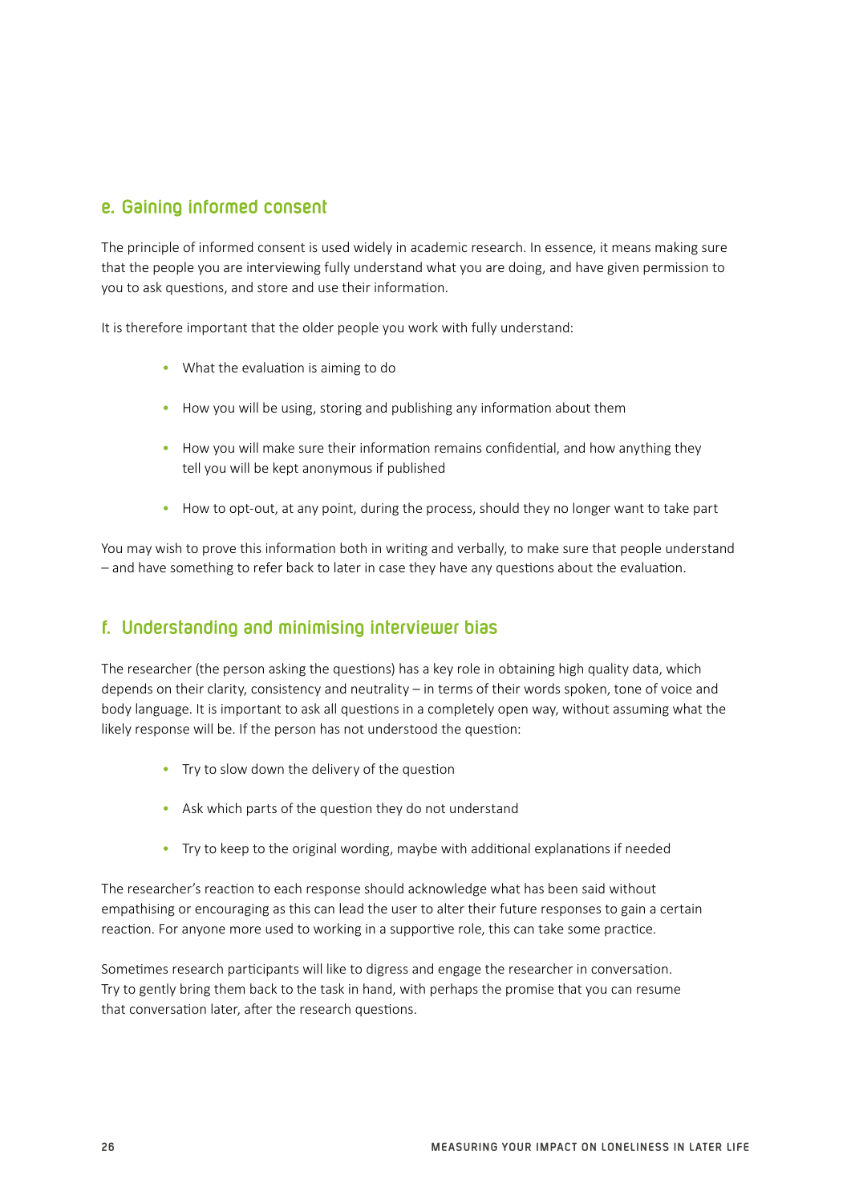## e. Gaining informed consent

The principle of informed consent is used widely in academic research. In essence, it means making sure that the people you are interviewing fully understand what you are doing, and have given permission to you to ask questions, and store and use their information.

It is therefore important that the older people you work with fully understand:

- What the evaluation is aiming to do
- How you will be using, storing and publishing any information about them
- How you will make sure their information remains confidential, and how anything they tell you will be kept anonymous if published
- How to opt-out, at any point, during the process, should they no longer want to take part

You may wish to prove this information both in writing and verbally, to make sure that people understand – and have something to refer back to later in case they have any questions about the evaluation.

## f. Understanding and minimising interviewer bias

The researcher (the person asking the questions) has a key role in obtaining high quality data, which depends on their clarity, consistency and neutrality – in terms of their words spoken, tone of voice and body language. It is important to ask all questions in a completely open way, without assuming what the likely response will be. If the person has not understood the question:

- Try to slow down the delivery of the question
- Ask which parts of the question they do not understand
- Try to keep to the original wording, maybe with additional explanations if needed

The researcher's reaction to each response should acknowledge what has been said without empathising or encouraging as this can lead the user to alter their future responses to gain a certain reaction. For anyone more used to working in a supportive role, this can take some practice.

Sometimes research participants will like to digress and engage the researcher in conversation. Try to gently bring them back to the task in hand, with perhaps the promise that you can resume that conversation later, after the research questions.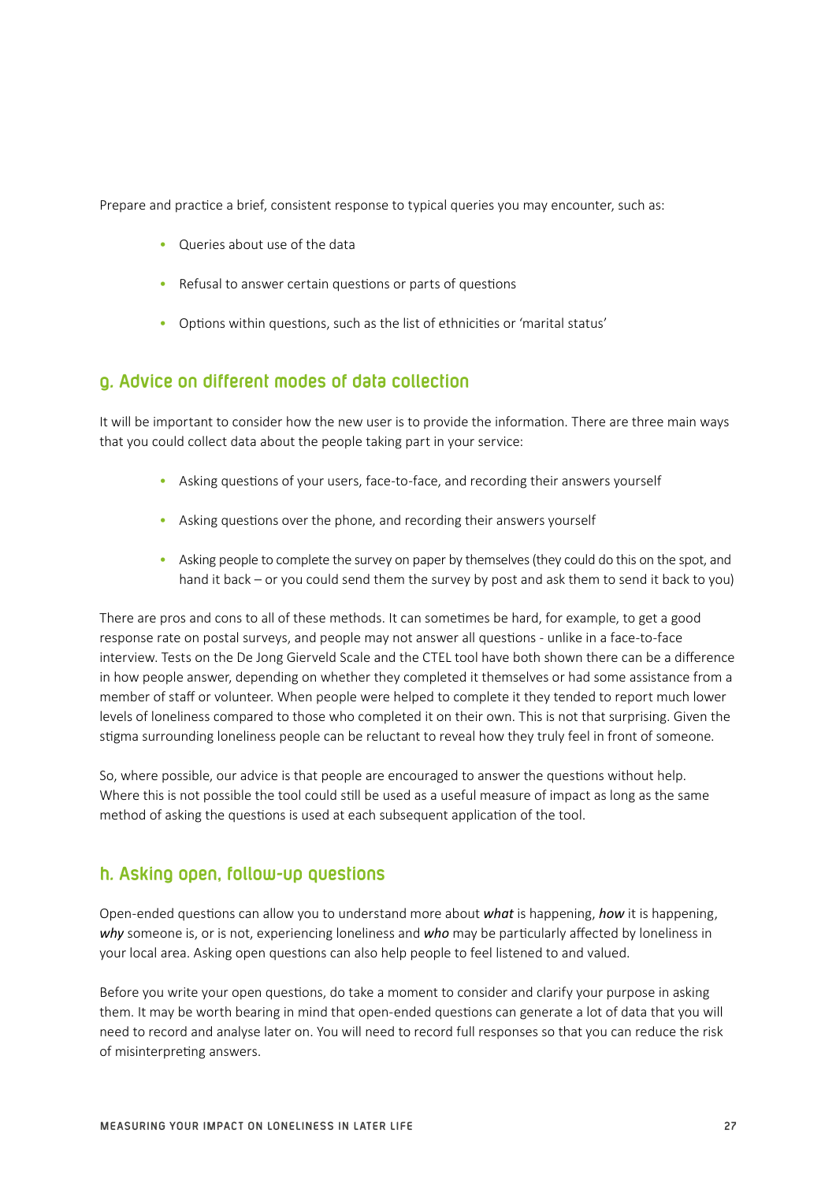Prepare and practice a brief, consistent response to typical queries you may encounter, such as:

- Queries about use of the data
- Refusal to answer certain questions or parts of questions
- Options within questions, such as the list of ethnicities or 'marital status'

## g. Advice on different modes of data collection

It will be important to consider how the new user is to provide the information. There are three main ways that you could collect data about the people taking part in your service:

- Asking questions of your users, face-to-face, and recording their answers yourself
- Asking questions over the phone, and recording their answers yourself
- Asking people to complete the survey on paper by themselves (they could do this on the spot, and hand it back – or you could send them the survey by post and ask them to send it back to you)

There are pros and cons to all of these methods. It can sometimes be hard, for example, to get a good response rate on postal surveys, and people may not answer all questions - unlike in a face-to-face interview. Tests on the De Jong Gierveld Scale and the CTEL tool have both shown there can be a difference in how people answer, depending on whether they completed it themselves or had some assistance from a member of staff or volunteer. When people were helped to complete it they tended to report much lower levels of loneliness compared to those who completed it on their own. This is not that surprising. Given the stigma surrounding loneliness people can be reluctant to reveal how they truly feel in front of someone.

So, where possible, our advice is that people are encouraged to answer the questions without help. Where this is not possible the tool could still be used as a useful measure of impact as long as the same method of asking the questions is used at each subsequent application of the tool.

## h. Asking open, follow-up questions

Open-ended questions can allow you to understand more about ***what*** is happening, ***how*** it is happening, ***why*** someone is, or is not, experiencing loneliness and ***who*** may be particularly affected by loneliness in your local area. Asking open questions can also help people to feel listened to and valued.

Before you write your open questions, do take a moment to consider and clarify your purpose in asking them. It may be worth bearing in mind that open-ended questions can generate a lot of data that you will need to record and analyse later on. You will need to record full responses so that you can reduce the risk of misinterpreting answers.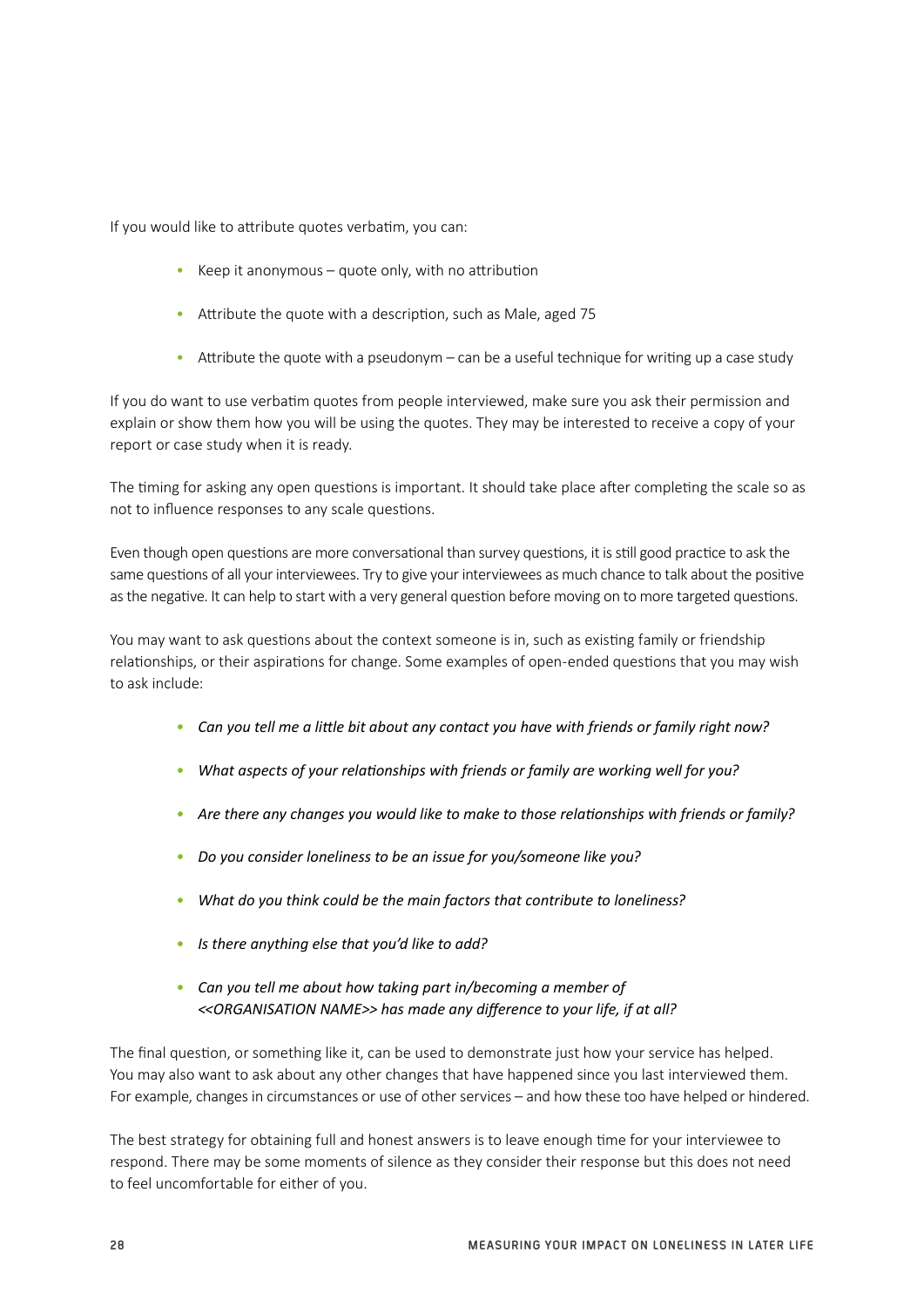If you would like to attribute quotes verbatim, you can:

- Keep it anonymous – quote only, with no attribution
- Attribute the quote with a description, such as Male, aged 75
- Attribute the quote with a pseudonym – can be a useful technique for writing up a case study

If you do want to use verbatim quotes from people interviewed, make sure you ask their permission and explain or show them how you will be using the quotes. They may be interested to receive a copy of your report or case study when it is ready.

The timing for asking any open questions is important. It should take place after completing the scale so as not to influence responses to any scale questions.

Even though open questions are more conversational than survey questions, it is still good practice to ask the same questions of all your interviewees. Try to give your interviewees as much chance to talk about the positive as the negative. It can help to start with a very general question before moving on to more targeted questions.

You may want to ask questions about the context someone is in, such as existing family or friendship relationships, or their aspirations for change. Some examples of open-ended questions that you may wish to ask include:

- *Can you tell me a little bit about any contact you have with friends or family right now?*
- *What aspects of your relationships with friends or family are working well for you?*
- *Are there any changes you would like to make to those relationships with friends or family?*
- *Do you consider loneliness to be an issue for you/someone like you?*
- *What do you think could be the main factors that contribute to loneliness?*
- *Is there anything else that you'd like to add?*
- *Can you tell me about how taking part in/becoming a member of <<ORGANISATION NAME>> has made any difference to your life, if at all?*

The final question, or something like it, can be used to demonstrate just how your service has helped. You may also want to ask about any other changes that have happened since you last interviewed them. For example, changes in circumstances or use of other services – and how these too have helped or hindered.

The best strategy for obtaining full and honest answers is to leave enough time for your interviewee to respond. There may be some moments of silence as they consider their response but this does not need to feel uncomfortable for either of you.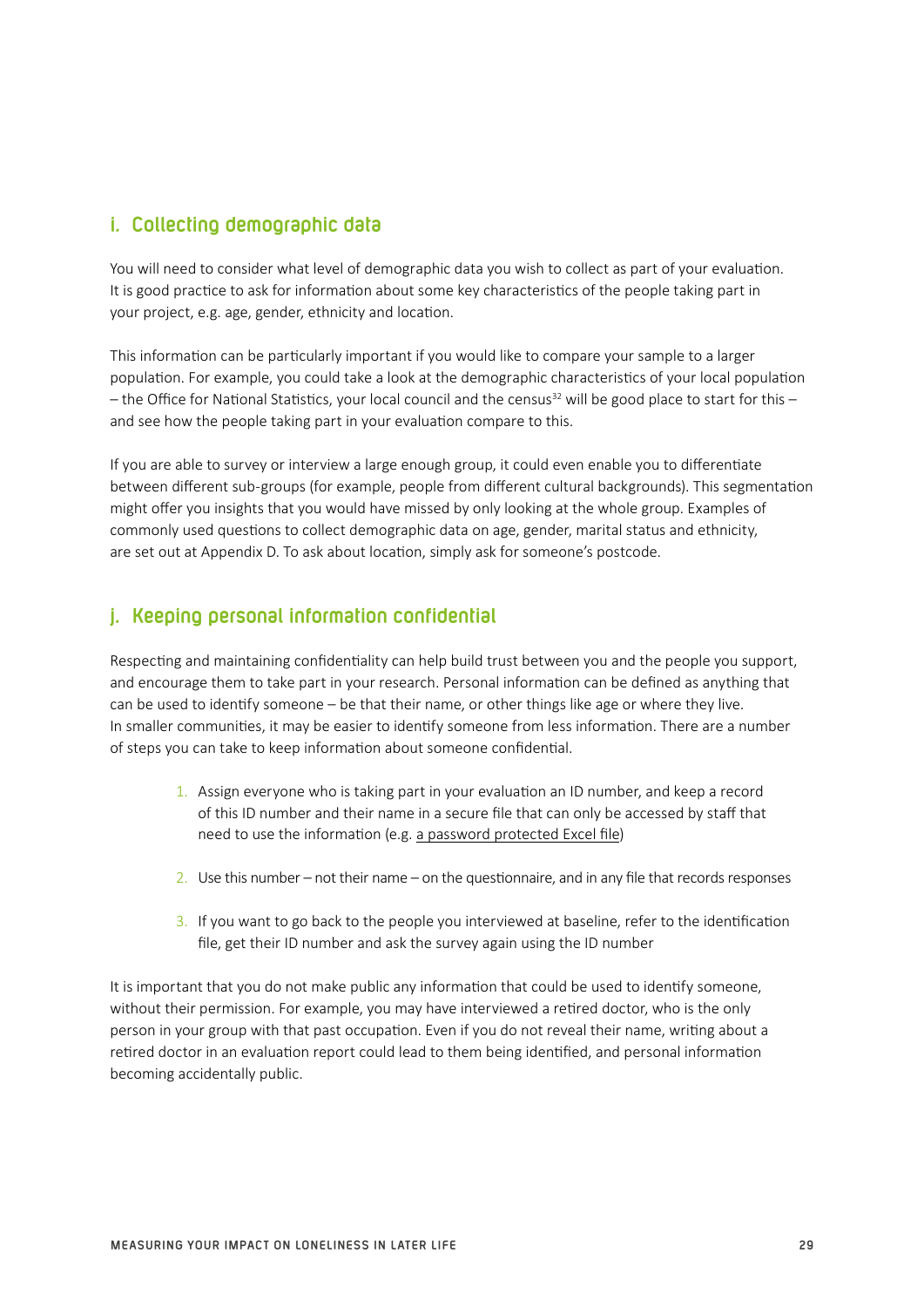## i. Collecting demographic data

You will need to consider what level of demographic data you wish to collect as part of your evaluation. It is good practice to ask for information about some key characteristics of the people taking part in your project, e.g. age, gender, ethnicity and location.

This information can be particularly important if you would like to compare your sample to a larger population. For example, you could take a look at the demographic characteristics of your local population – the Office for National Statistics, your local council and the census[32] will be good place to start for this – and see how the people taking part in your evaluation compare to this.

If you are able to survey or interview a large enough group, it could even enable you to differentiate between different sub-groups (for example, people from different cultural backgrounds). This segmentation might offer you insights that you would have missed by only looking at the whole group. Examples of commonly used questions to collect demographic data on age, gender, marital status and ethnicity, are set out at Appendix D. To ask about location, simply ask for someone's postcode.

## j. Keeping personal information confidential

Respecting and maintaining confidentiality can help build trust between you and the people you support, and encourage them to take part in your research. Personal information can be defined as anything that can be used to identify someone – be that their name, or other things like age or where they live. In smaller communities, it may be easier to identify someone from less information. There are a number of steps you can take to keep information about someone confidential.

1. Assign everyone who is taking part in your evaluation an ID number, and keep a record of this ID number and their name in a secure file that can only be accessed by staff that need to use the information (e.g. a password protected Excel file)
2. Use this number – not their name – on the questionnaire, and in any file that records responses
3. If you want to go back to the people you interviewed at baseline, refer to the identification file, get their ID number and ask the survey again using the ID number

It is important that you do not make public any information that could be used to identify someone, without their permission. For example, you may have interviewed a retired doctor, who is the only person in your group with that past occupation. Even if you do not reveal their name, writing about a retired doctor in an evaluation report could lead to them being identified, and personal information becoming accidentally public.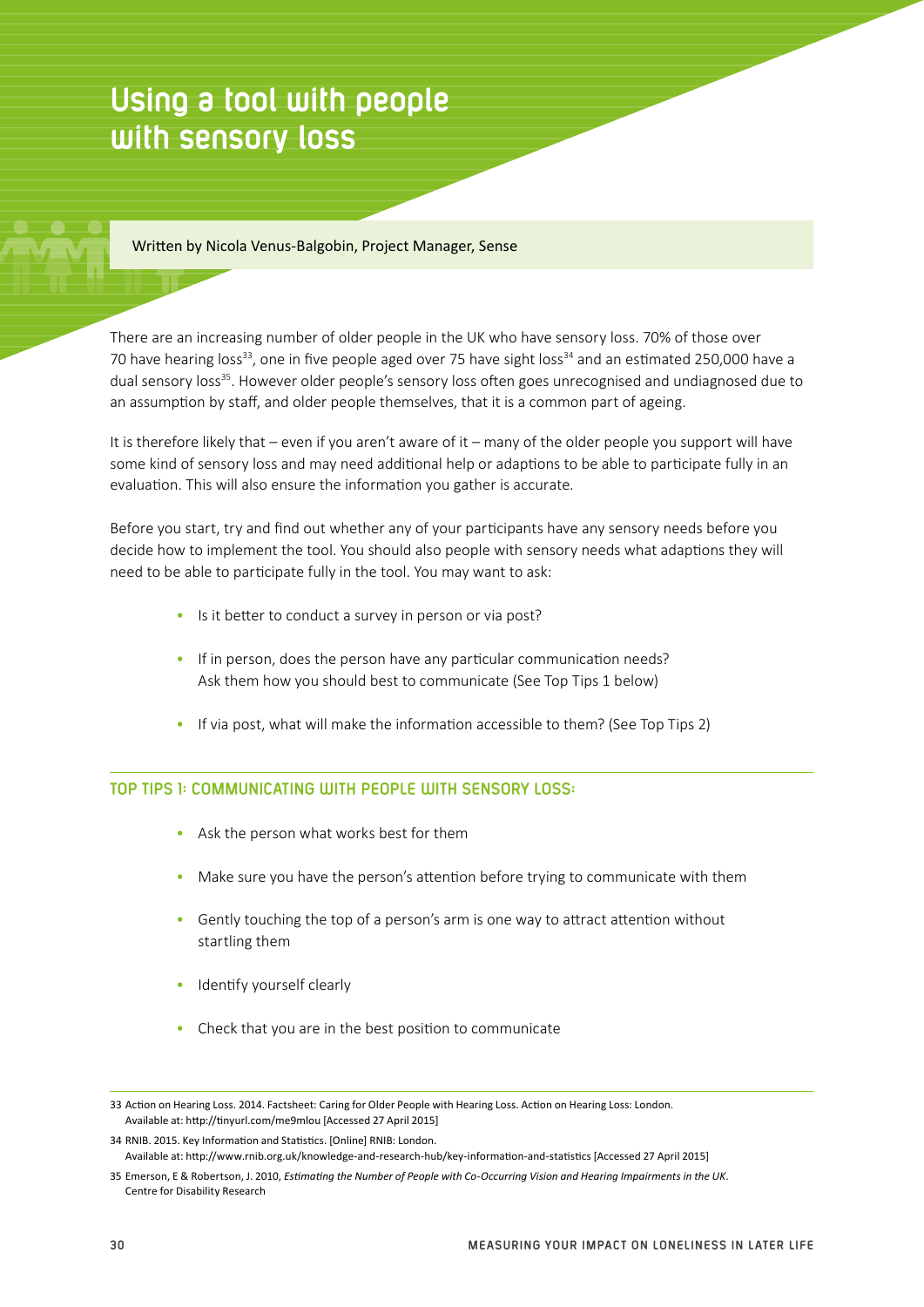# Using a tool with people with sensory loss

Written by Nicola Venus-Balgobin, Project Manager, Sense

There are an increasing number of older people in the UK who have sensory loss. 70% of those over 70 have hearing loss[33], one in five people aged over 75 have sight loss[34] and an estimated 250,000 have a dual sensory loss[35]. However older people's sensory loss often goes unrecognised and undiagnosed due to an assumption by staff, and older people themselves, that it is a common part of ageing.

It is therefore likely that – even if you aren't aware of it – many of the older people you support will have some kind of sensory loss and may need additional help or adaptions to be able to participate fully in an evaluation. This will also ensure the information you gather is accurate.

Before you start, try and find out whether any of your participants have any sensory needs before you decide how to implement the tool. You should also people with sensory needs what adaptions they will need to be able to participate fully in the tool. You may want to ask:

- Is it better to conduct a survey in person or via post?
- If in person, does the person have any particular communication needs? Ask them how you should best to communicate (See Top Tips 1 below)
- If via post, what will make the information accessible to them? (See Top Tips 2)

## Top Tips 1: Communicating with people with sensory loss:

- Ask the person what works best for them
- Make sure you have the person's attention before trying to communicate with them
- Gently touching the top of a person's arm is one way to attract attention without startling them
- Identify yourself clearly
- Check that you are in the best position to communicate

33 Action on Hearing Loss. 2014. Factsheet: Caring for Older People with Hearing Loss. Action on Hearing Loss: London. Available at: http://tinyurl.com/me9mlou [Accessed 27 April 2015]

34 RNIB. 2015. Key Information and Statistics. [Online] RNIB: London. Available at: http://www.rnib.org.uk/knowledge-and-research-hub/key-information-and-statistics [Accessed 27 April 2015]

35 Emerson, E & Robertson, J. 2010, *Estimating the Number of People with Co-Occurring Vision and Hearing Impairments in the UK*. Centre for Disability Research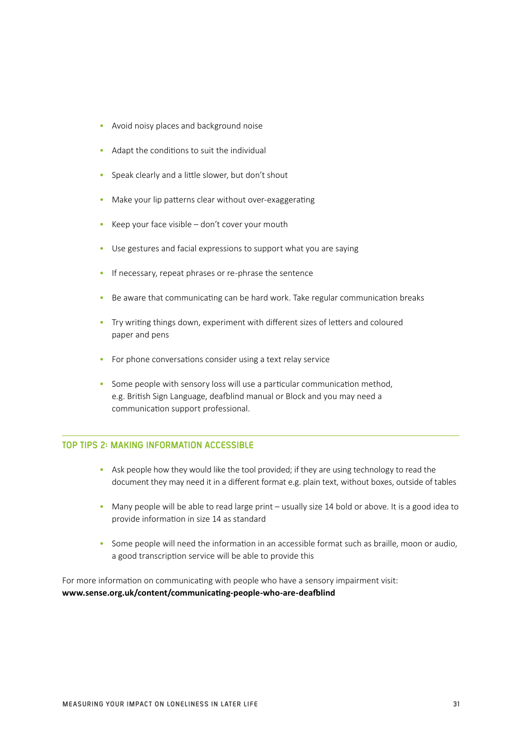- Avoid noisy places and background noise
- Adapt the conditions to suit the individual
- Speak clearly and a little slower, but don't shout
- Make your lip patterns clear without over-exaggerating
- Keep your face visible – don't cover your mouth
- Use gestures and facial expressions to support what you are saying
- If necessary, repeat phrases or re-phrase the sentence
- Be aware that communicating can be hard work. Take regular communication breaks
- Try writing things down, experiment with different sizes of letters and coloured paper and pens
- For phone conversations consider using a text relay service
- Some people with sensory loss will use a particular communication method, e.g. British Sign Language, deafblind manual or Block and you may need a communication support professional.

## TOP TIPS 2: MAKING INFORMATION ACCESSIBLE

- Ask people how they would like the tool provided; if they are using technology to read the document they may need it in a different format e.g. plain text, without boxes, outside of tables
- Many people will be able to read large print – usually size 14 bold or above. It is a good idea to provide information in size 14 as standard
- Some people will need the information in an accessible format such as braille, moon or audio, a good transcription service will be able to provide this

For more information on communicating with people who have a sensory impairment visit:
**www.sense.org.uk/content/communicating-people-who-are-deafblind**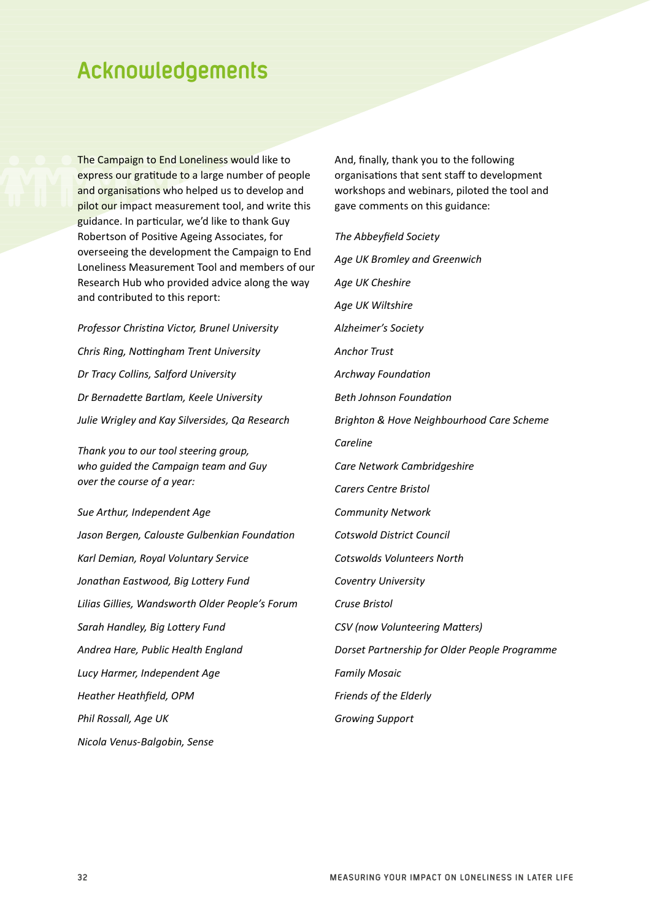# Acknowledgements

The Campaign to End Loneliness would like to express our gratitude to a large number of people and organisations who helped us to develop and pilot our impact measurement tool, and write this guidance. In particular, we'd like to thank Guy Robertson of Positive Ageing Associates, for overseeing the development the Campaign to End Loneliness Measurement Tool and members of our Research Hub who provided advice along the way and contributed to this report:

*Professor Christina Victor, Brunel University*

*Chris Ring, Nottingham Trent University*

*Dr Tracy Collins, Salford University*

*Dr Bernadette Bartlam, Keele University*

*Julie Wrigley and Kay Silversides, Qa Research*

*Thank you to our tool steering group, who guided the Campaign team and Guy over the course of a year:*

*Sue Arthur, Independent Age*

*Jason Bergen, Calouste Gulbenkian Foundation*

*Karl Demian, Royal Voluntary Service*

*Jonathan Eastwood, Big Lottery Fund*

*Lilias Gillies, Wandsworth Older People's Forum*

*Sarah Handley, Big Lottery Fund*

*Andrea Hare, Public Health England*

*Lucy Harmer, Independent Age*

*Heather Heathfield, OPM*

*Phil Rossall, Age UK*

*Nicola Venus-Balgobin, Sense*

And, finally, thank you to the following organisations that sent staff to development workshops and webinars, piloted the tool and gave comments on this guidance:

*The Abbeyfield Society*

*Age UK Bromley and Greenwich*

*Age UK Cheshire*

*Age UK Wiltshire*

*Alzheimer's Society*

*Anchor Trust*

*Archway Foundation*

*Beth Johnson Foundation*

*Brighton & Hove Neighbourhood Care Scheme*

*Careline*

*Care Network Cambridgeshire*

*Carers Centre Bristol*

*Community Network*

*Cotswold District Council*

*Cotswolds Volunteers North*

*Coventry University*

*Cruse Bristol*

*CSV (now Volunteering Matters)*

*Dorset Partnership for Older People Programme*

*Family Mosaic*

*Friends of the Elderly*

*Growing Support*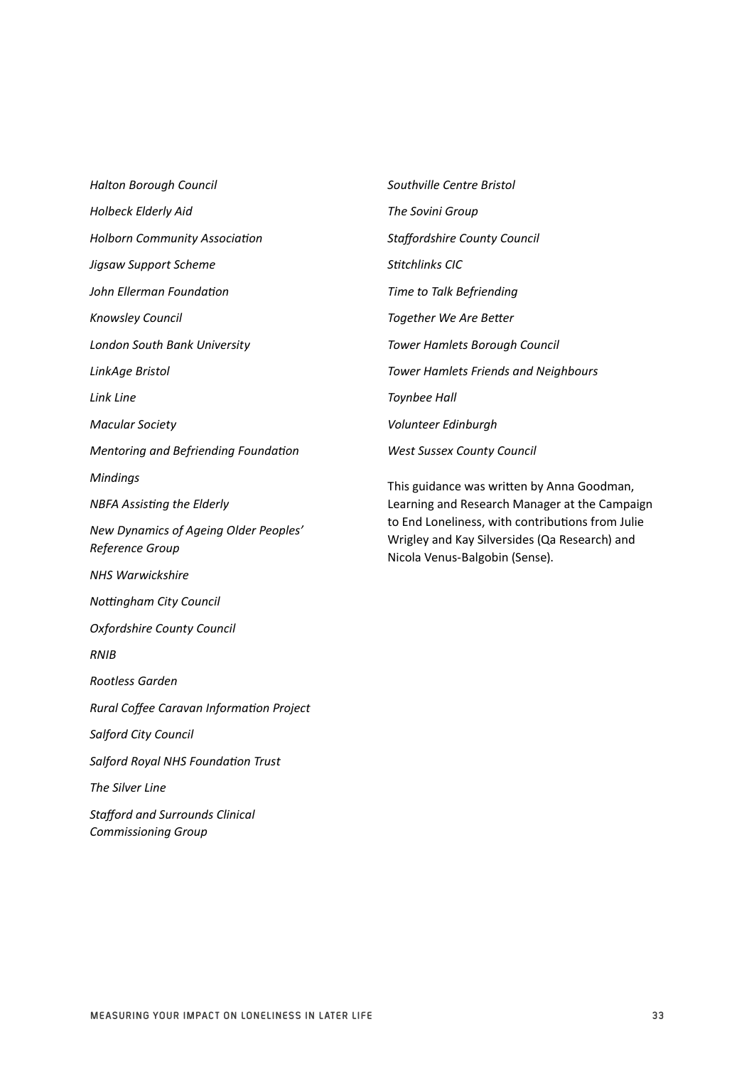*Halton Borough Council*

*Holbeck Elderly Aid*

*Holborn Community Association*

*Jigsaw Support Scheme*

*John Ellerman Foundation*

*Knowsley Council*

*London South Bank University*

*LinkAge Bristol*

*Link Line*

*Macular Society*

*Mentoring and Befriending Foundation*

*Mindings*

*NBFA Assisting the Elderly*

*New Dynamics of Ageing Older Peoples' Reference Group*

*NHS Warwickshire*

*Nottingham City Council*

*Oxfordshire County Council*

*RNIB*

*Rootless Garden*

*Rural Coffee Caravan Information Project*

*Salford City Council*

*Salford Royal NHS Foundation Trust*

*The Silver Line*

*Stafford and Surrounds Clinical Commissioning Group*

*Southville Centre Bristol*

*The Sovini Group*

*Staffordshire County Council*

*Stitchlinks CIC*

*Time to Talk Befriending*

*Together We Are Better*

*Tower Hamlets Borough Council*

*Tower Hamlets Friends and Neighbours*

*Toynbee Hall*

*Volunteer Edinburgh*

*West Sussex County Council*

This guidance was written by Anna Goodman, Learning and Research Manager at the Campaign to End Loneliness, with contributions from Julie Wrigley and Kay Silversides (Qa Research) and Nicola Venus-Balgobin (Sense).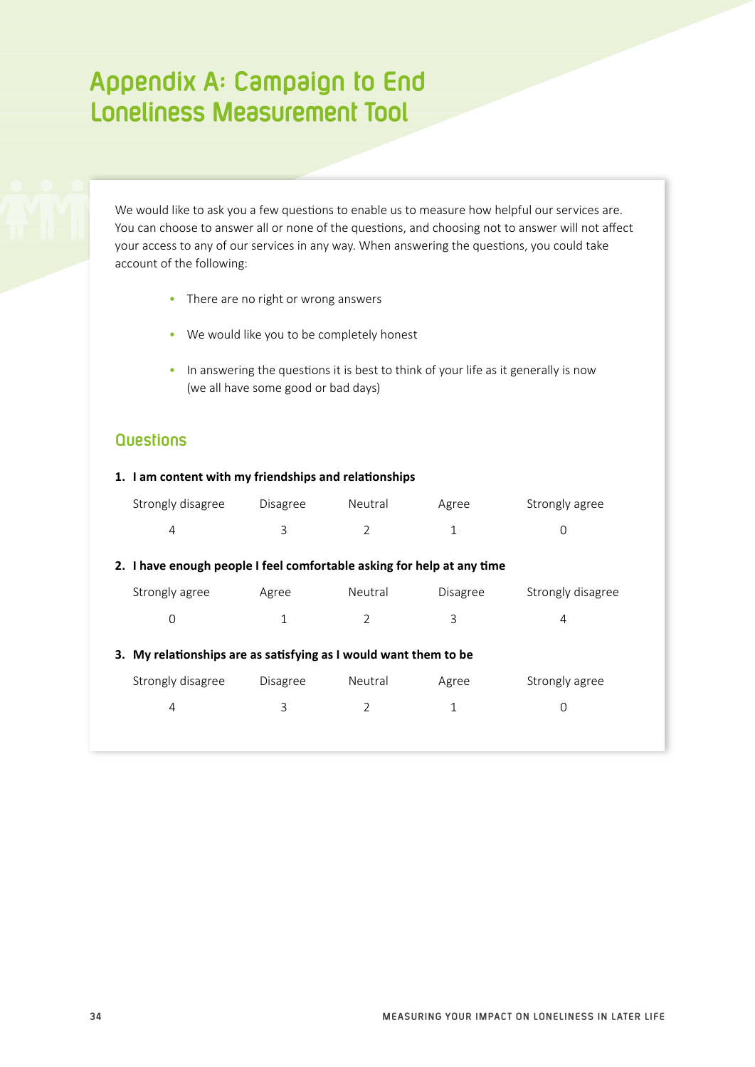# Appendix A: Campaign to End Loneliness Measurement Tool

We would like to ask you a few questions to enable us to measure how helpful our services are. You can choose to answer all or none of the questions, and choosing not to answer will not affect your access to any of our services in any way. When answering the questions, you could take account of the following:

- There are no right or wrong answers
- We would like you to be completely honest
- In answering the questions it is best to think of your life as it generally is now (we all have some good or bad days)

## Questions

**1. I am content with my friendships and relationships**

| Strongly disagree | Disagree | Neutral | Agree | Strongly agree |
|---|---|---|---|---|
| 4 | 3 | 2 | 1 | 0 |

**2. I have enough people I feel comfortable asking for help at any time**

| Strongly agree | Agree | Neutral | Disagree | Strongly disagree |
|---|---|---|---|---|
| 0 | 1 | 2 | 3 | 4 |

**3. My relationships are as satisfying as I would want them to be**

| Strongly disagree | Disagree | Neutral | Agree | Strongly agree |
|---|---|---|---|---|
| 4 | 3 | 2 | 1 | 0 |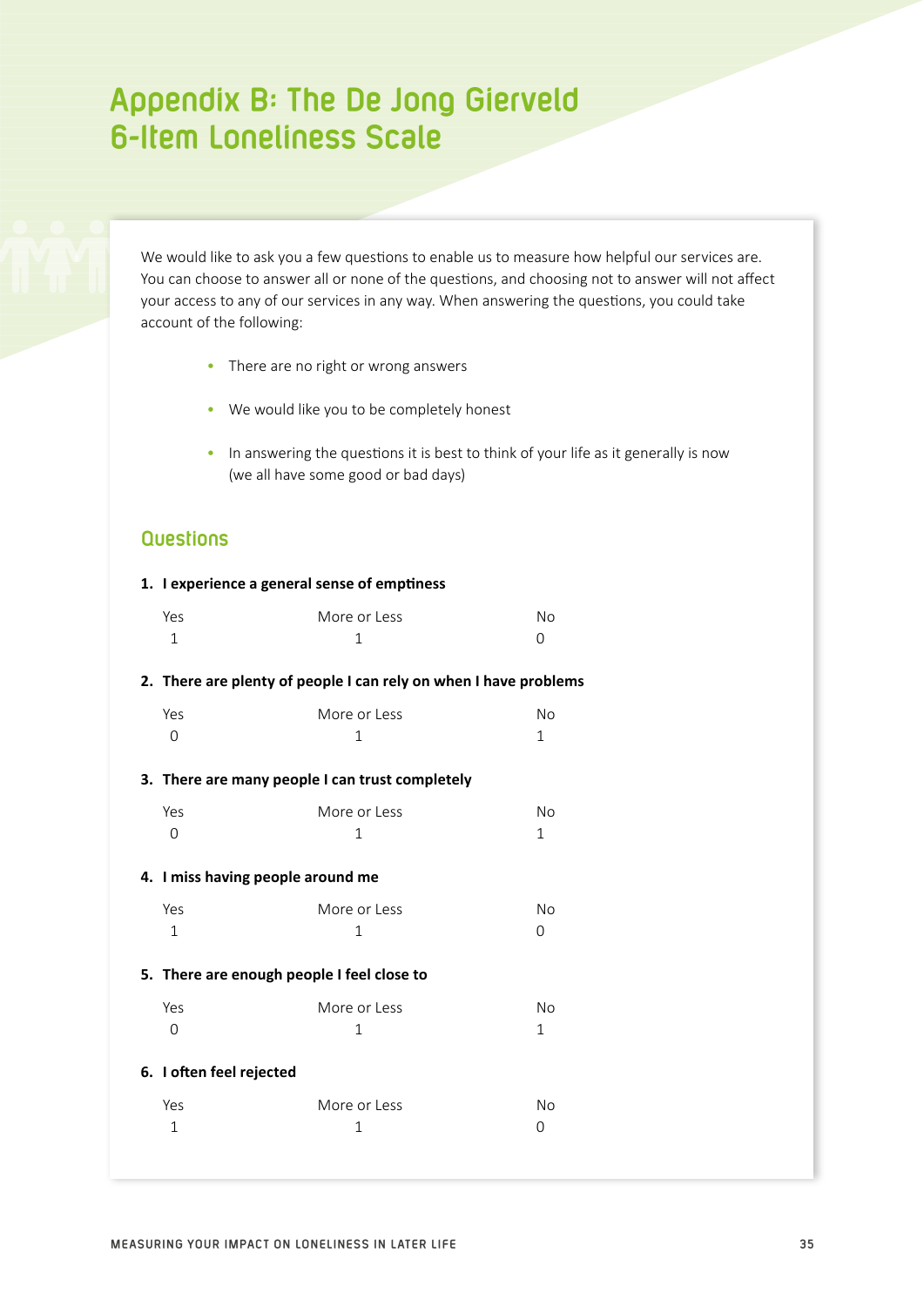# Appendix B: The De Jong Gierveld 6-Item Loneliness Scale

We would like to ask you a few questions to enable us to measure how helpful our services are. You can choose to answer all or none of the questions, and choosing not to answer will not affect your access to any of our services in any way. When answering the questions, you could take account of the following:

- There are no right or wrong answers
- We would like you to be completely honest
- In answering the questions it is best to think of your life as it generally is now (we all have some good or bad days)

## Questions

**1. I experience a general sense of emptiness**

| Yes | More or Less | No |
|---|---|---|
| 1 | 1 | 0 |

**2. There are plenty of people I can rely on when I have problems**

| Yes | More or Less | No |
|---|---|---|
| 0 | 1 | 1 |

**3. There are many people I can trust completely**

| Yes | More or Less | No |
|---|---|---|
| 0 | 1 | 1 |

**4. I miss having people around me**

| Yes | More or Less | No |
|---|---|---|
| 1 | 1 | 0 |

**5. There are enough people I feel close to**

| Yes | More or Less | No |
|---|---|---|
| 0 | 1 | 1 |

**6. I often feel rejected**

| Yes | More or Less | No |
|---|---|---|
| 1 | 1 | 0 |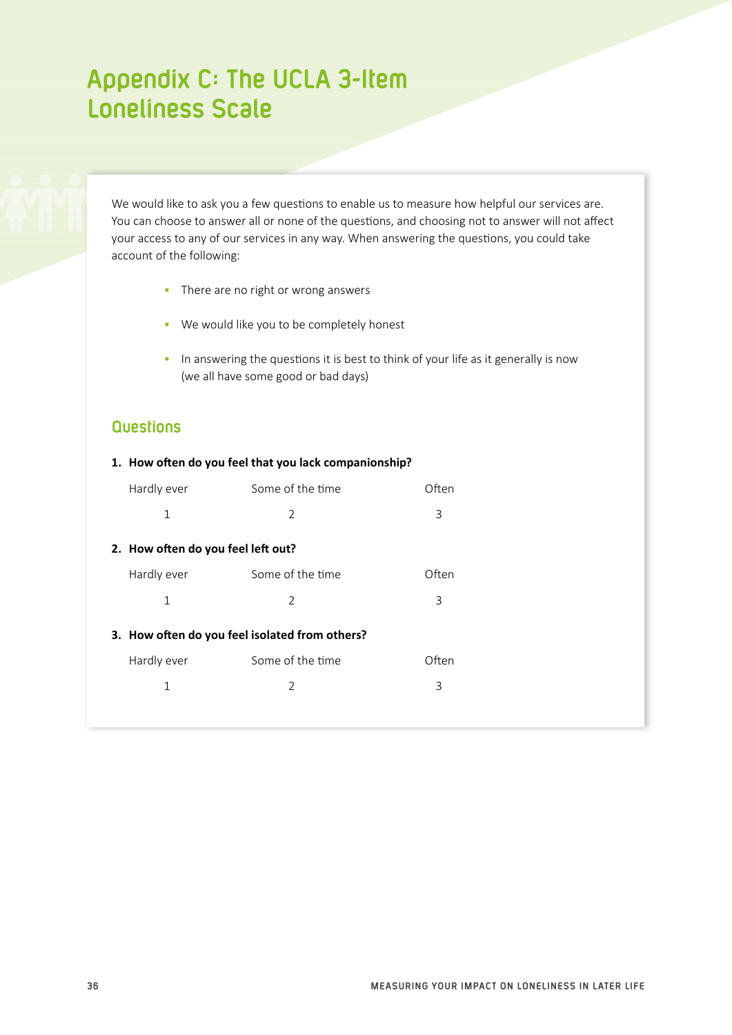# Appendix C: The UCLA 3-Item Loneliness Scale

We would like to ask you a few questions to enable us to measure how helpful our services are. You can choose to answer all or none of the questions, and choosing not to answer will not affect your access to any of our services in any way. When answering the questions, you could take account of the following:

- There are no right or wrong answers
- We would like you to be completely honest
- In answering the questions it is best to think of your life as it generally is now (we all have some good or bad days)

## Questions

**1. How often do you feel that you lack companionship?**

| Hardly ever | Some of the time | Often |
|---|---|---|
| 1 | 2 | 3 |

**2. How often do you feel left out?**

| Hardly ever | Some of the time | Often |
|---|---|---|
| 1 | 2 | 3 |

**3. How often do you feel isolated from others?**

| Hardly ever | Some of the time | Often |
|---|---|---|
| 1 | 2 | 3 |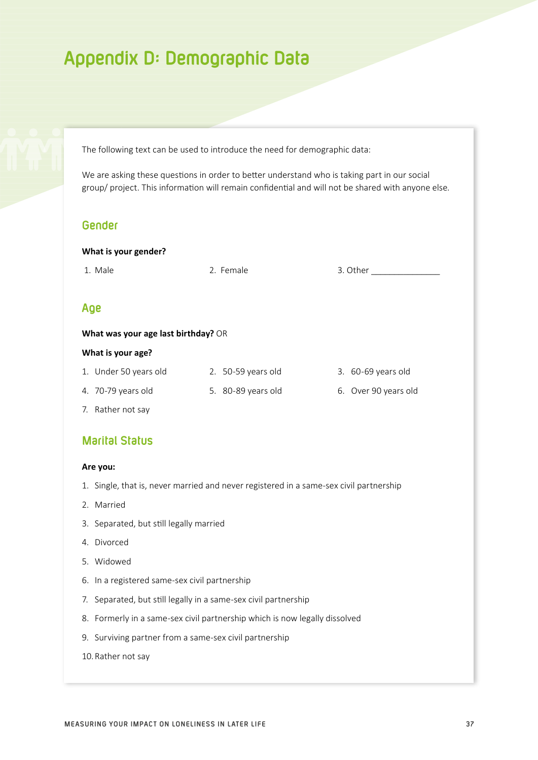# Appendix D: Demographic Data

The following text can be used to introduce the need for demographic data:

We are asking these questions in order to better understand who is taking part in our social group/ project. This information will remain confidential and will not be shared with anyone else.

## Gender

**What is your gender?**

1. Male
2. Female
3. Other _______________

## Age

**What was your age last birthday?** OR

**What is your age?**

1. Under 50 years old
2. 50-59 years old
3. 60-69 years old
4. 70-79 years old
5. 80-89 years old
6. Over 90 years old
7. Rather not say

## Marital Status

**Are you:**

1. Single, that is, never married and never registered in a same-sex civil partnership
2. Married
3. Separated, but still legally married
4. Divorced
5. Widowed
6. In a registered same-sex civil partnership
7. Separated, but still legally in a same-sex civil partnership
8. Formerly in a same-sex civil partnership which is now legally dissolved
9. Surviving partner from a same-sex civil partnership
10. Rather not say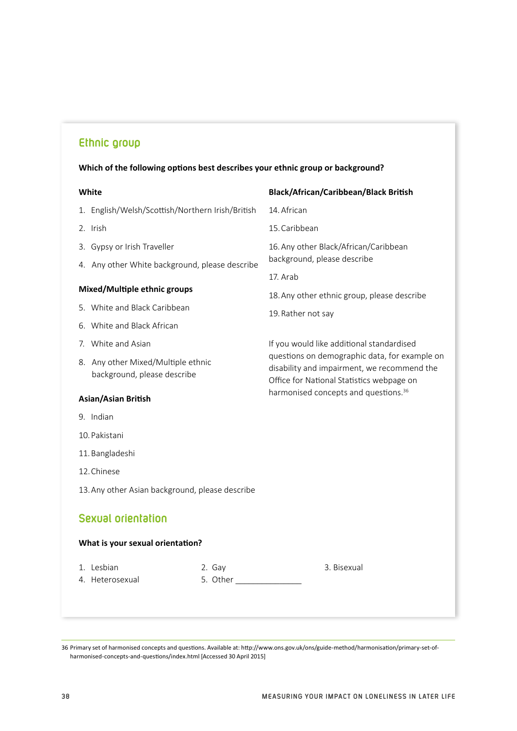## Ethnic group

**Which of the following options best describes your ethnic group or background?**

**White**

1. English/Welsh/Scottish/Northern Irish/British
2. Irish
3. Gypsy or Irish Traveller
4. Any other White background, please describe

**Mixed/Multiple ethnic groups**

5. White and Black Caribbean
6. White and Black African
7. White and Asian
8. Any other Mixed/Multiple ethnic background, please describe

**Asian/Asian British**

9. Indian
10. Pakistani
11. Bangladeshi
12. Chinese
13. Any other Asian background, please describe

**Black/African/Caribbean/Black British**

14. African
15. Caribbean
16. Any other Black/African/Caribbean background, please describe
17. Arab
18. Any other ethnic group, please describe
19. Rather not say

If you would like additional standardised questions on demographic data, for example on disability and impairment, we recommend the Office for National Statistics webpage on harmonised concepts and questions.[36]

## Sexual orientation

**What is your sexual orientation?**

1. Lesbian
2. Gay
3. Bisexual
4. Heterosexual
5. Other _______________

---

36 Primary set of harmonised concepts and questions. Available at: http://www.ons.gov.uk/ons/guide-method/harmonisation/primary-set-of-harmonised-concepts-and-questions/index.html [Accessed 30 April 2015]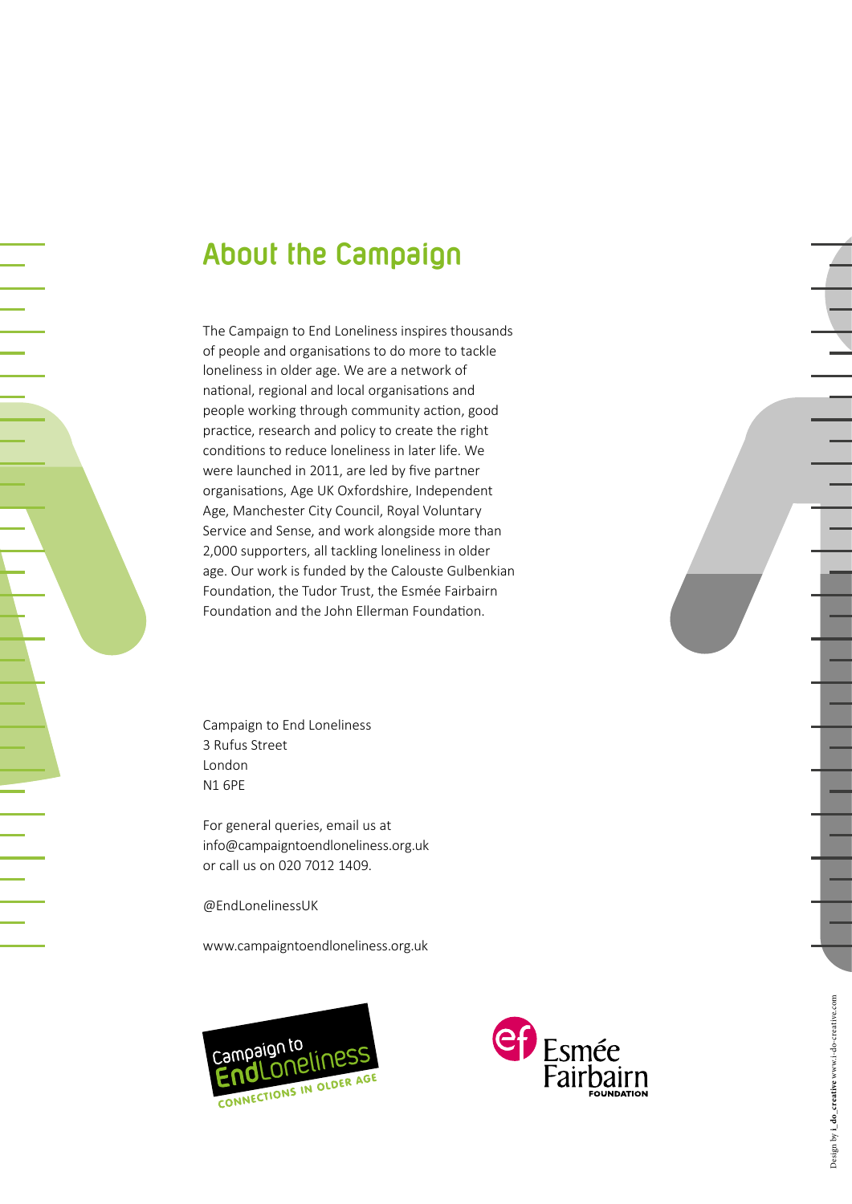## About the Campaign

The Campaign to End Loneliness inspires thousands of people and organisations to do more to tackle loneliness in older age. We are a network of national, regional and local organisations and people working through community action, good practice, research and policy to create the right conditions to reduce loneliness in later life. We were launched in 2011, are led by five partner organisations, Age UK Oxfordshire, Independent Age, Manchester City Council, Royal Voluntary Service and Sense, and work alongside more than 2,000 supporters, all tackling loneliness in older age. Our work is funded by the Calouste Gulbenkian Foundation, the Tudor Trust, the Esmée Fairbairn Foundation and the John Ellerman Foundation.

Campaign to End Loneliness
3 Rufus Street
London
N1 6PE

For general queries, email us at
info@campaigntoendloneliness.org.uk
or call us on 020 7012 1409.

@EndLonelinessUK

www.campaigntoendloneliness.org.uk

Campaign to End Loneliness
CONNECTIONS IN OLDER AGE

Esmée Fairbairn
FOUNDATION

Design by i_do_creative www.i-do-creative.com